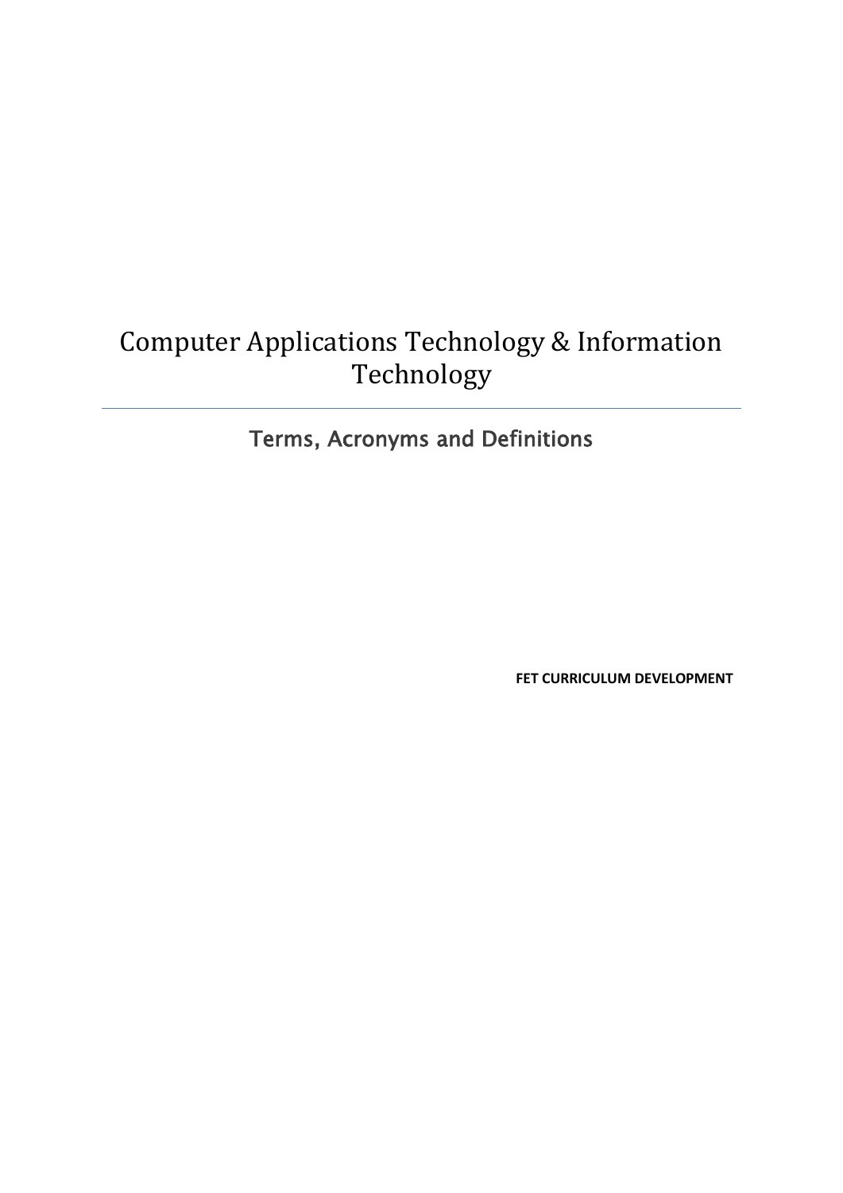# Computer Applications Technology & Information Technology

## Terms, Acronyms and Definitions

**FET CURRICULUM DEVELOPMENT**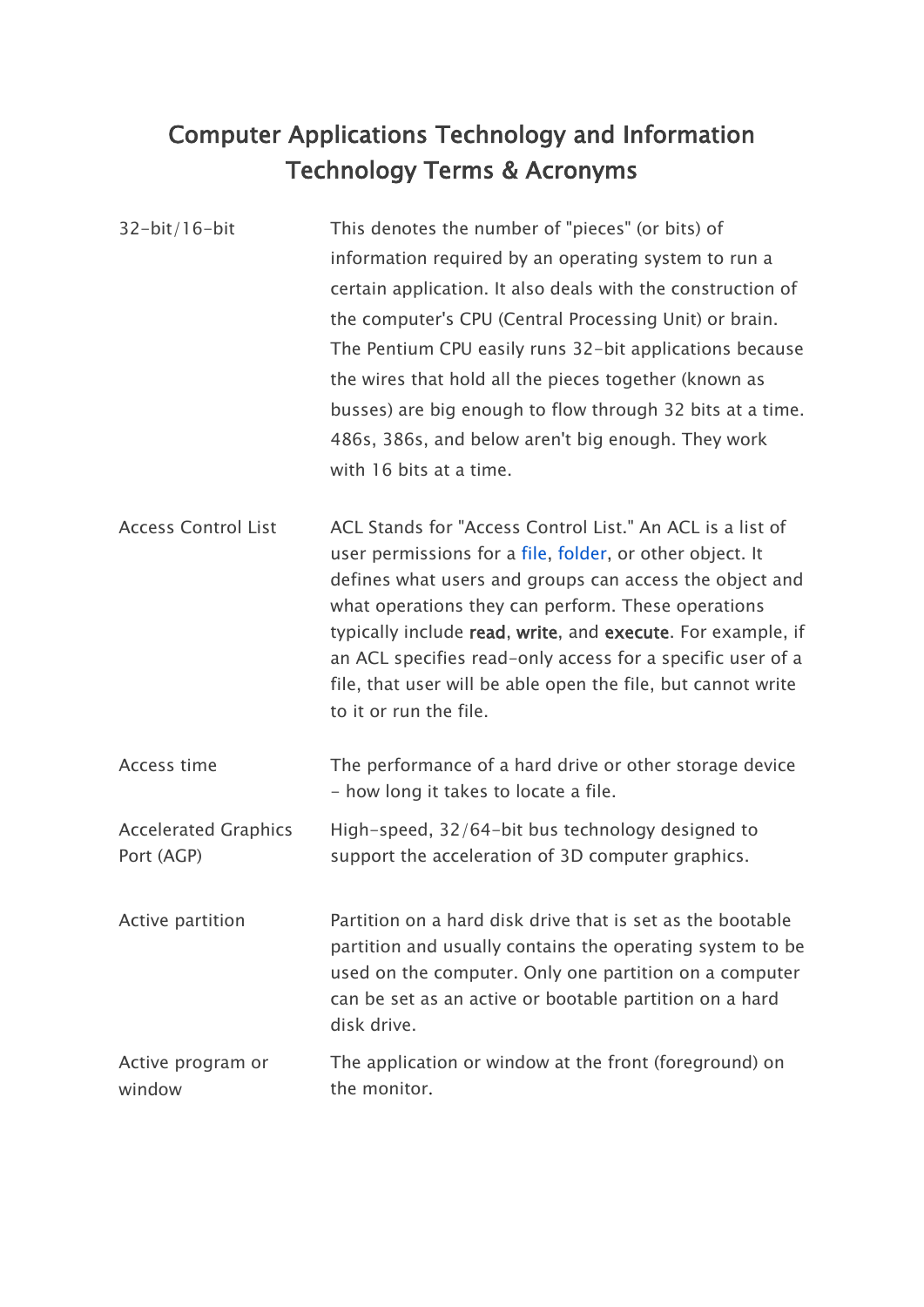# Computer Applications Technology and Information Technology Terms & Acronyms

| | |
|---|---|
| 32-bit/16-bit | This denotes the number of "pieces" (or bits) of information required by an operating system to run a certain application. It also deals with the construction of the computer's CPU (Central Processing Unit) or brain. The Pentium CPU easily runs 32-bit applications because the wires that hold all the pieces together (known as busses) are big enough to flow through 32 bits at a time. 486s, 386s, and below aren't big enough. They work with 16 bits at a time. |
| Access Control List | ACL Stands for "Access Control List." An ACL is a list of user permissions for a file, folder, or other object. It defines what users and groups can access the object and what operations they can perform. These operations typically include **read**, **write**, and **execute**. For example, if an ACL specifies read-only access for a specific user of a file, that user will be able open the file, but cannot write to it or run the file. |
| Access time | The performance of a hard drive or other storage device - how long it takes to locate a file. |
| Accelerated Graphics Port (AGP) | High-speed, 32/64-bit bus technology designed to support the acceleration of 3D computer graphics. |
| Active partition | Partition on a hard disk drive that is set as the bootable partition and usually contains the operating system to be used on the computer. Only one partition on a computer can be set as an active or bootable partition on a hard disk drive. |
| Active program or window | The application or window at the front (foreground) on the monitor. |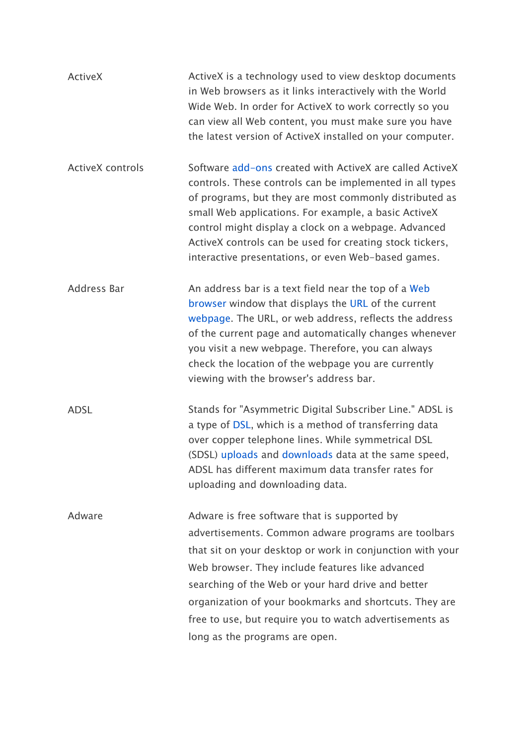| | |
|---|---|
| ActiveX | ActiveX is a technology used to view desktop documents in Web browsers as it links interactively with the World Wide Web. In order for ActiveX to work correctly so you can view all Web content, you must make sure you have the latest version of ActiveX installed on your computer. |
| ActiveX controls | Software add-ons created with ActiveX are called ActiveX controls. These controls can be implemented in all types of programs, but they are most commonly distributed as small Web applications. For example, a basic ActiveX control might display a clock on a webpage. Advanced ActiveX controls can be used for creating stock tickers, interactive presentations, or even Web-based games. |
| Address Bar | An address bar is a text field near the top of a Web browser window that displays the URL of the current webpage. The URL, or web address, reflects the address of the current page and automatically changes whenever you visit a new webpage. Therefore, you can always check the location of the webpage you are currently viewing with the browser's address bar. |
| ADSL | Stands for "Asymmetric Digital Subscriber Line." ADSL is a type of DSL, which is a method of transferring data over copper telephone lines. While symmetrical DSL (SDSL) uploads and downloads data at the same speed, ADSL has different maximum data transfer rates for uploading and downloading data. |
| Adware | Adware is free software that is supported by advertisements. Common adware programs are toolbars that sit on your desktop or work in conjunction with your Web browser. They include features like advanced searching of the Web or your hard drive and better organization of your bookmarks and shortcuts. They are free to use, but require you to watch advertisements as long as the programs are open. |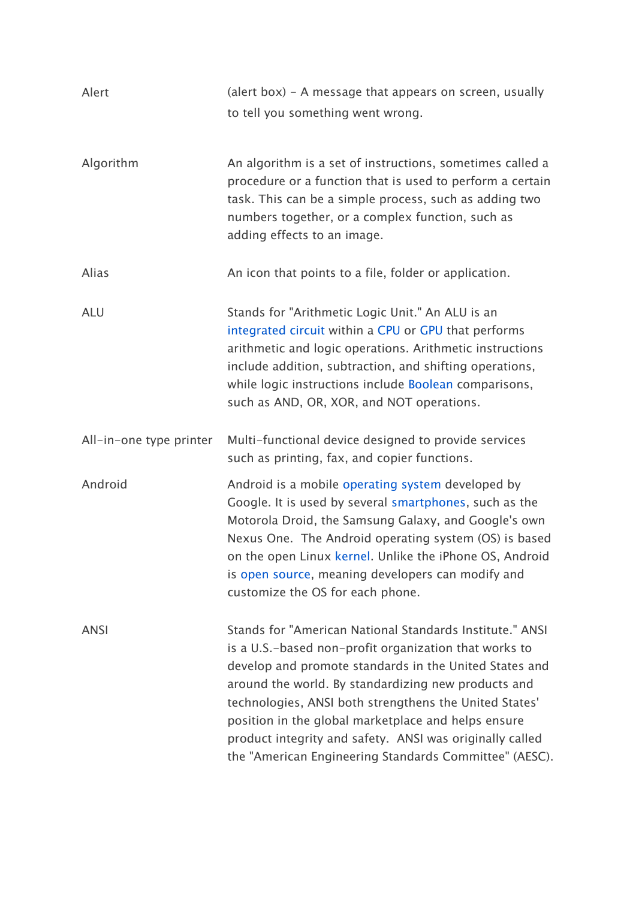| | |
|---|---|
| Alert | (alert box) – A message that appears on screen, usually to tell you something went wrong. |
| Algorithm | An algorithm is a set of instructions, sometimes called a procedure or a function that is used to perform a certain task. This can be a simple process, such as adding two numbers together, or a complex function, such as adding effects to an image. |
| Alias | An icon that points to a file, folder or application. |
| ALU | Stands for "Arithmetic Logic Unit." An ALU is an integrated circuit within a CPU or GPU that performs arithmetic and logic operations. Arithmetic instructions include addition, subtraction, and shifting operations, while logic instructions include Boolean comparisons, such as AND, OR, XOR, and NOT operations. |
| All-in-one type printer | Multi-functional device designed to provide services such as printing, fax, and copier functions. |
| Android | Android is a mobile operating system developed by Google. It is used by several smartphones, such as the Motorola Droid, the Samsung Galaxy, and Google's own Nexus One. The Android operating system (OS) is based on the open Linux kernel. Unlike the iPhone OS, Android is open source, meaning developers can modify and customize the OS for each phone. |
| ANSI | Stands for "American National Standards Institute." ANSI is a U.S.-based non-profit organization that works to develop and promote standards in the United States and around the world. By standardizing new products and technologies, ANSI both strengthens the United States' position in the global marketplace and helps ensure product integrity and safety. ANSI was originally called the "American Engineering Standards Committee" (AESC). |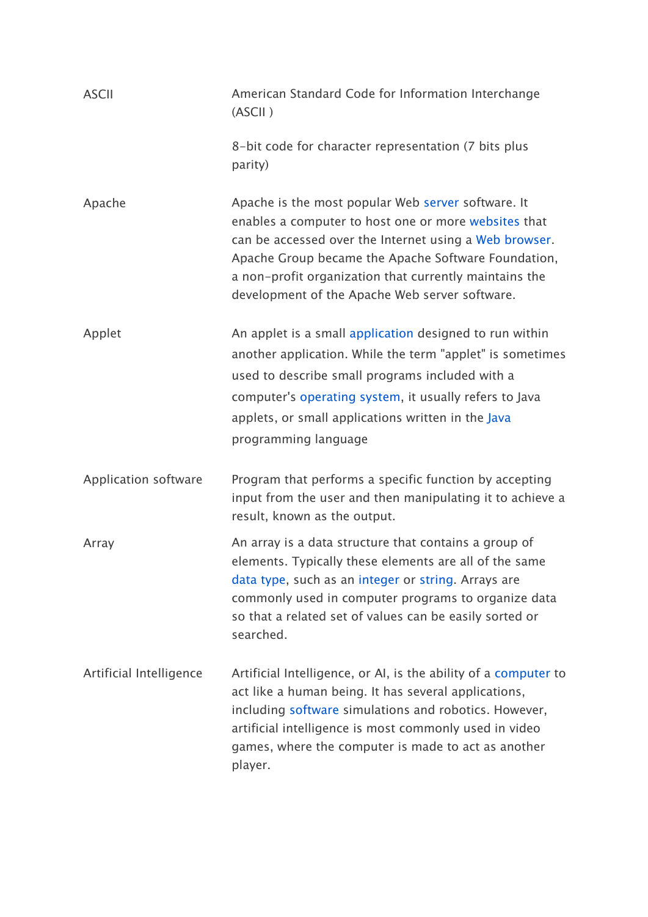| | |
|---|---|
| ASCII | American Standard Code for Information Interchange (ASCII )<br><br>8-bit code for character representation (7 bits plus parity) |
| Apache | Apache is the most popular Web server software. It enables a computer to host one or more websites that can be accessed over the Internet using a Web browser. Apache Group became the Apache Software Foundation, a non-profit organization that currently maintains the development of the Apache Web server software. |
| Applet | An applet is a small application designed to run within another application. While the term "applet" is sometimes used to describe small programs included with a computer's operating system, it usually refers to Java applets, or small applications written in the Java programming language |
| Application software | Program that performs a specific function by accepting input from the user and then manipulating it to achieve a result, known as the output. |
| Array | An array is a data structure that contains a group of elements. Typically these elements are all of the same data type, such as an integer or string. Arrays are commonly used in computer programs to organize data so that a related set of values can be easily sorted or searched. |
| Artificial Intelligence | Artificial Intelligence, or AI, is the ability of a computer to act like a human being. It has several applications, including software simulations and robotics. However, artificial intelligence is most commonly used in video games, where the computer is made to act as another player. |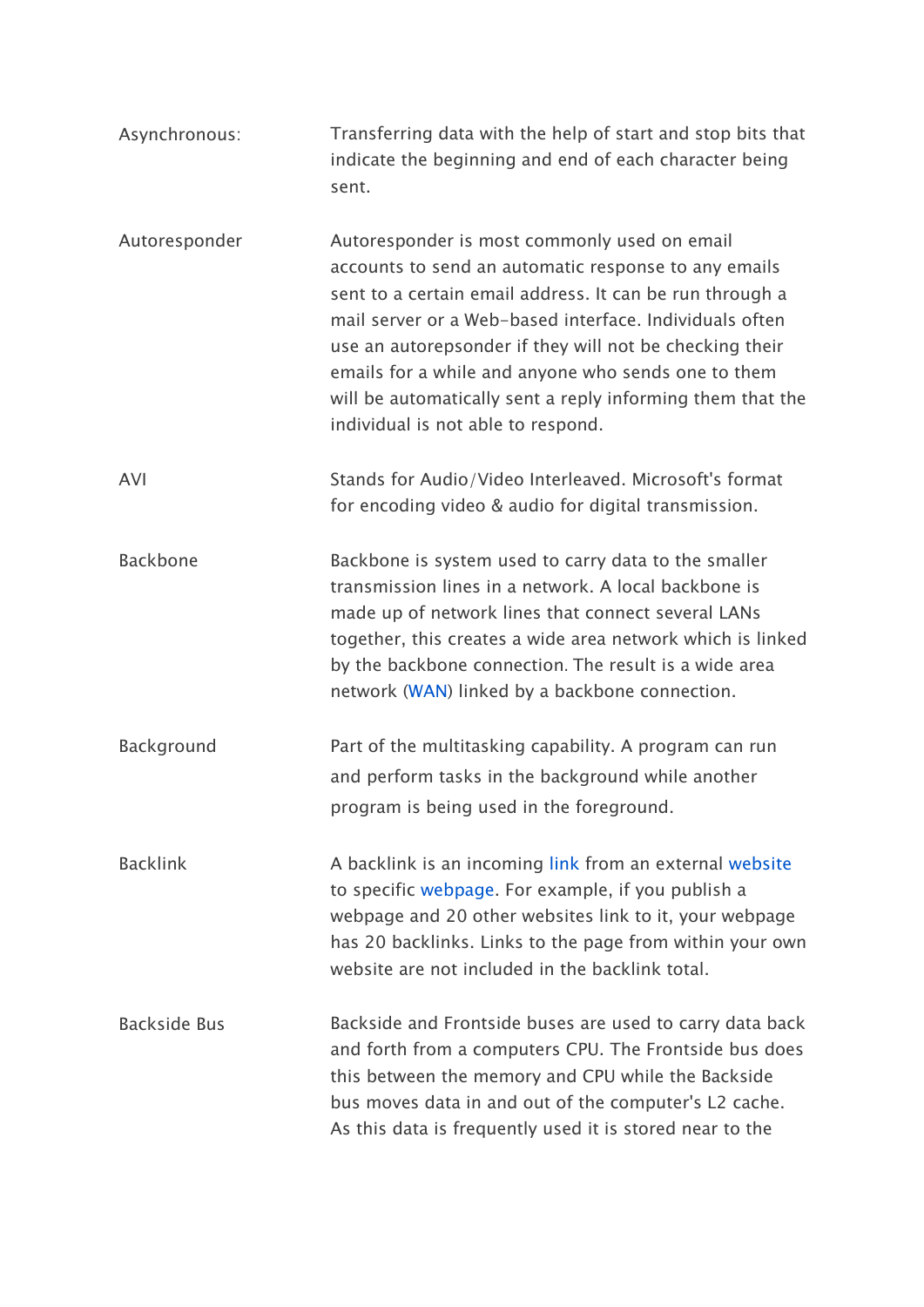| | |
|---|---|
| Asynchronous: | Transferring data with the help of start and stop bits that indicate the beginning and end of each character being sent. |
| Autoresponder | Autoresponder is most commonly used on email accounts to send an automatic response to any emails sent to a certain email address. It can be run through a mail server or a Web-based interface. Individuals often use an autorepsonder if they will not be checking their emails for a while and anyone who sends one to them will be automatically sent a reply informing them that the individual is not able to respond. |
| AVI | Stands for Audio/Video Interleaved. Microsoft's format for encoding video & audio for digital transmission. |
| Backbone | Backbone is system used to carry data to the smaller transmission lines in a network. A local backbone is made up of network lines that connect several LANs together, this creates a wide area network which is linked by the backbone connection. The result is a wide area network (WAN) linked by a backbone connection. |
| Background | Part of the multitasking capability. A program can run and perform tasks in the background while another program is being used in the foreground. |
| Backlink | A backlink is an incoming link from an external website to specific webpage. For example, if you publish a webpage and 20 other websites link to it, your webpage has 20 backlinks. Links to the page from within your own website are not included in the backlink total. |
| Backside Bus | Backside and Frontside buses are used to carry data back and forth from a computers CPU. The Frontside bus does this between the memory and CPU while the Backside bus moves data in and out of the computer's L2 cache. As this data is frequently used it is stored near to the |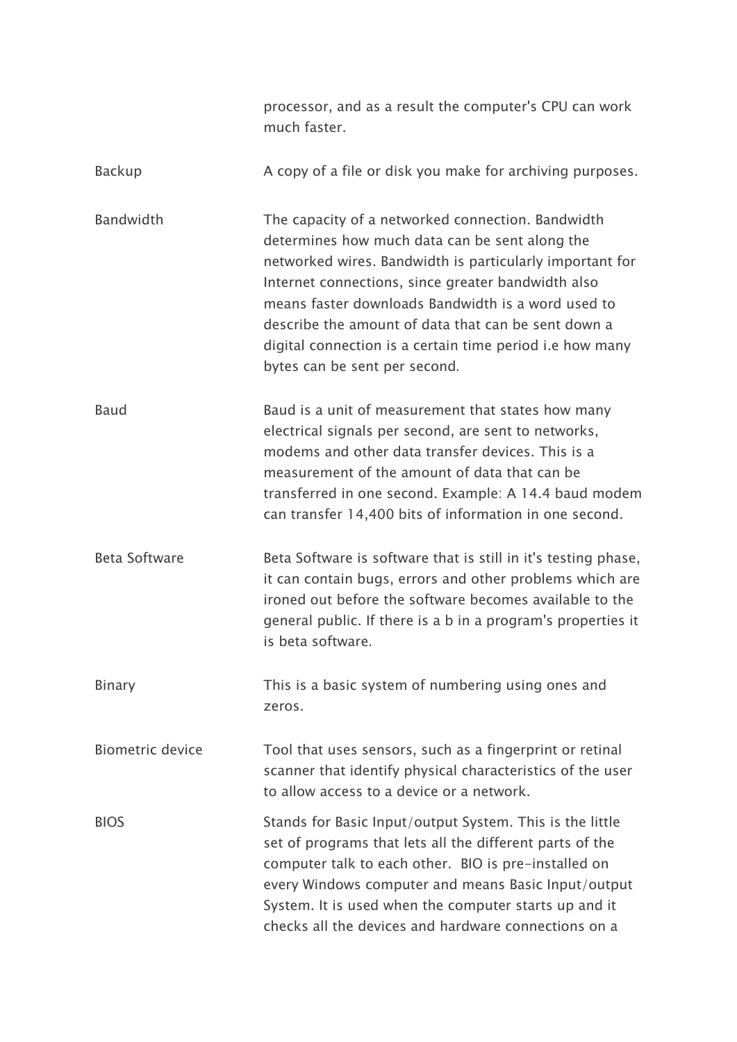|  |  |
|---|---|
|  | processor, and as a result the computer's CPU can work much faster. |
| Backup | A copy of a file or disk you make for archiving purposes. |
| Bandwidth | The capacity of a networked connection. Bandwidth determines how much data can be sent along the networked wires. Bandwidth is particularly important for Internet connections, since greater bandwidth also means faster downloads Bandwidth is a word used to describe the amount of data that can be sent down a digital connection is a certain time period i.e how many bytes can be sent per second. |
| Baud | Baud is a unit of measurement that states how many electrical signals per second, are sent to networks, modems and other data transfer devices. This is a measurement of the amount of data that can be transferred in one second. Example: A 14.4 baud modem can transfer 14,400 bits of information in one second. |
| Beta Software | Beta Software is software that is still in it's testing phase, it can contain bugs, errors and other problems which are ironed out before the software becomes available to the general public. If there is a b in a program's properties it is beta software. |
| Binary | This is a basic system of numbering using ones and zeros. |
| Biometric device | Tool that uses sensors, such as a fingerprint or retinal scanner that identify physical characteristics of the user to allow access to a device or a network. |
| BIOS | Stands for Basic Input/output System. This is the little set of programs that lets all the different parts of the computer talk to each other. BIO is pre-installed on every Windows computer and means Basic Input/output System. It is used when the computer starts up and it checks all the devices and hardware connections on a |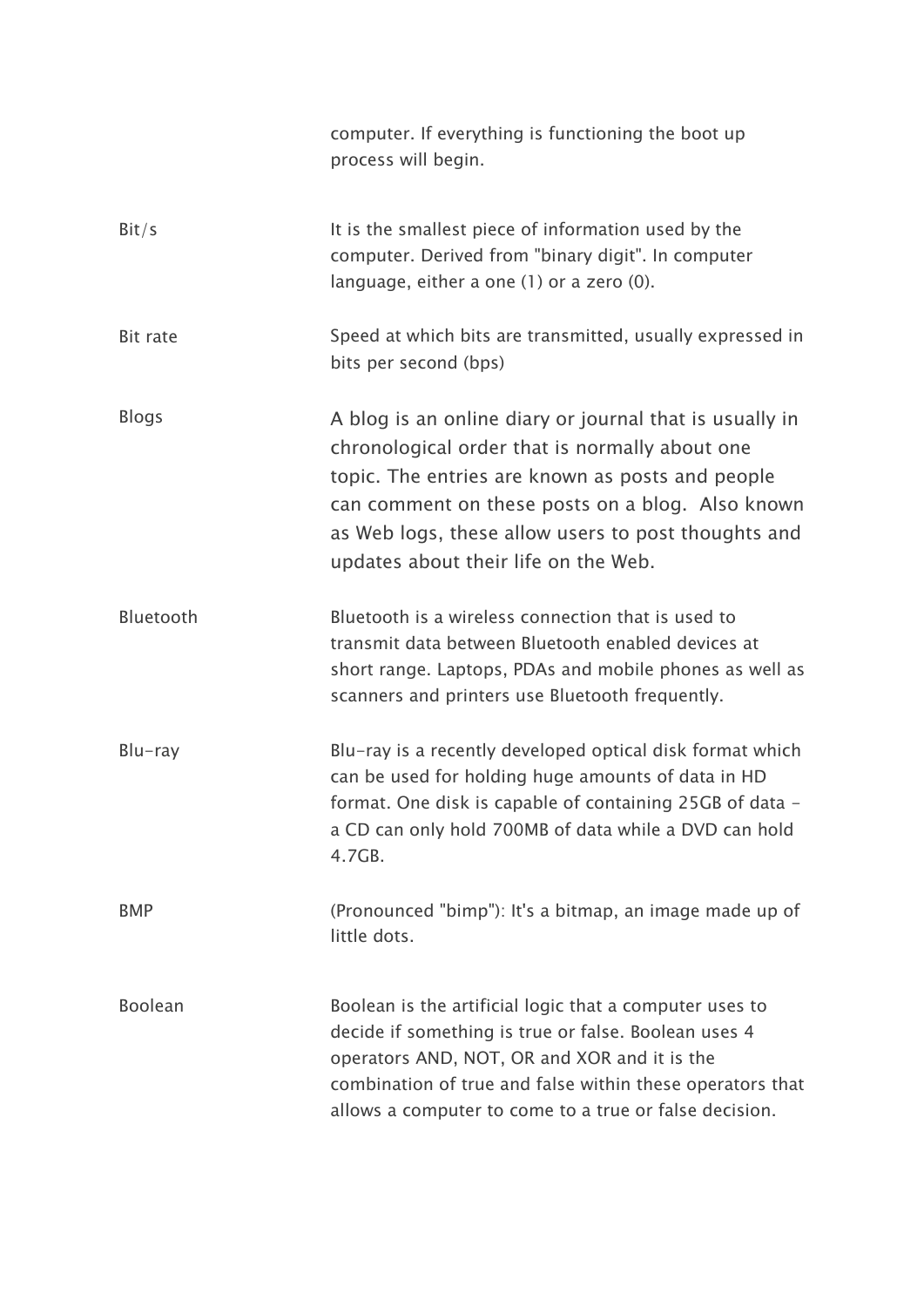|  |  |
|---|---|
|  | computer. If everything is functioning the boot up process will begin. |
| Bit/s | It is the smallest piece of information used by the computer. Derived from "binary digit". In computer language, either a one (1) or a zero (0). |
| Bit rate | Speed at which bits are transmitted, usually expressed in bits per second (bps) |
| Blogs | A blog is an online diary or journal that is usually in chronological order that is normally about one topic. The entries are known as posts and people can comment on these posts on a blog.  Also known as Web logs, these allow users to post thoughts and updates about their life on the Web. |
| Bluetooth | Bluetooth is a wireless connection that is used to transmit data between Bluetooth enabled devices at short range. Laptops, PDAs and mobile phones as well as scanners and printers use Bluetooth frequently. |
| Blu-ray | Blu-ray is a recently developed optical disk format which can be used for holding huge amounts of data in HD format. One disk is capable of containing 25GB of data - a CD can only hold 700MB of data while a DVD can hold 4.7GB. |
| BMP | (Pronounced "bimp"): It's a bitmap, an image made up of little dots. |
| Boolean | Boolean is the artificial logic that a computer uses to decide if something is true or false. Boolean uses 4 operators AND, NOT, OR and XOR and it is the combination of true and false within these operators that allows a computer to come to a true or false decision. |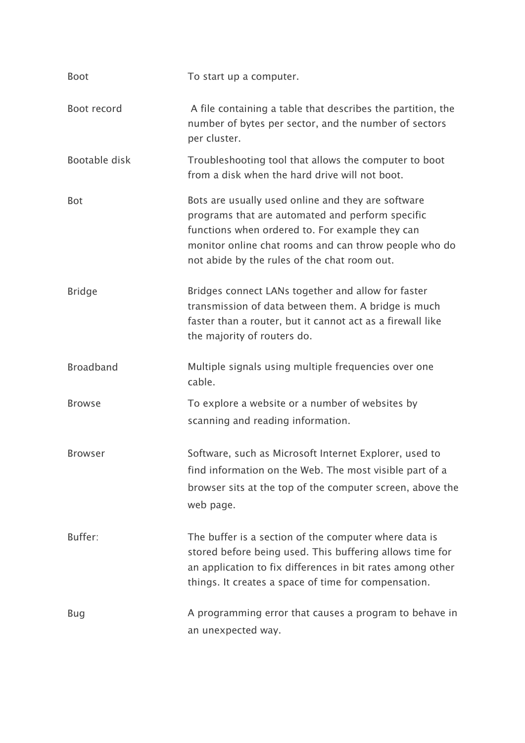| | |
|---|---|
| Boot | To start up a computer. |
| Boot record | A file containing a table that describes the partition, the number of bytes per sector, and the number of sectors per cluster. |
| Bootable disk | Troubleshooting tool that allows the computer to boot from a disk when the hard drive will not boot. |
| Bot | Bots are usually used online and they are software programs that are automated and perform specific functions when ordered to. For example they can monitor online chat rooms and can throw people who do not abide by the rules of the chat room out. |
| Bridge | Bridges connect LANs together and allow for faster transmission of data between them. A bridge is much faster than a router, but it cannot act as a firewall like the majority of routers do. |
| Broadband | Multiple signals using multiple frequencies over one cable. |
| Browse | To explore a website or a number of websites by scanning and reading information. |
| Browser | Software, such as Microsoft Internet Explorer, used to find information on the Web. The most visible part of a browser sits at the top of the computer screen, above the web page. |
| Buffer: | The buffer is a section of the computer where data is stored before being used. This buffering allows time for an application to fix differences in bit rates among other things. It creates a space of time for compensation. |
| Bug | A programming error that causes a program to behave in an unexpected way. |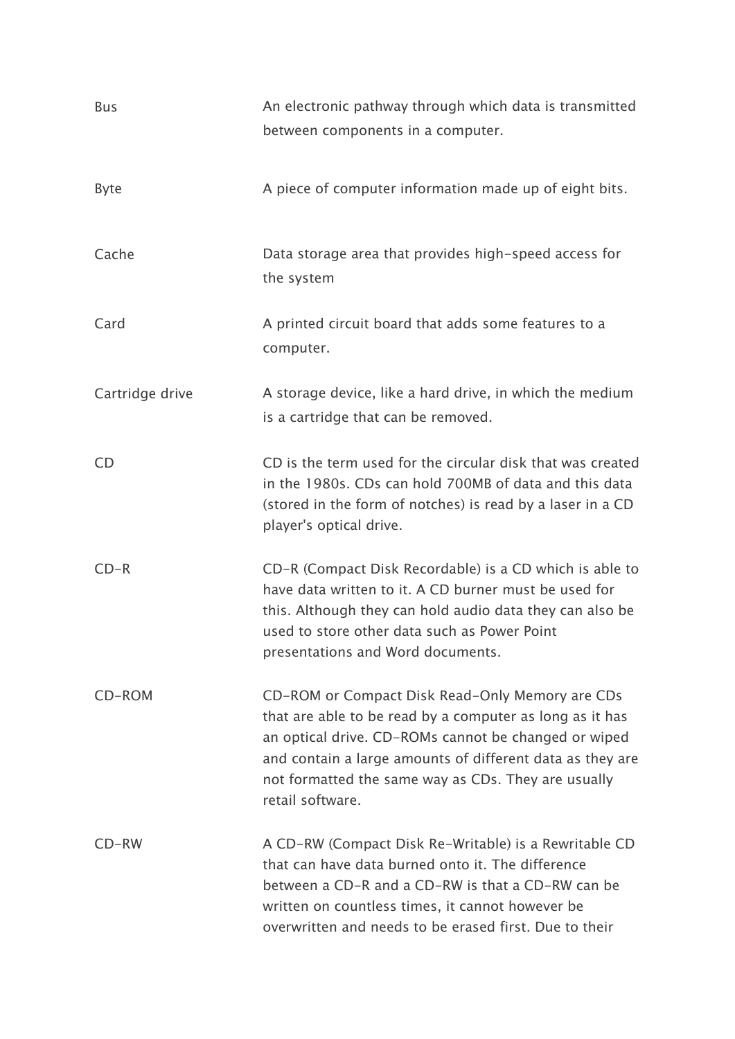| | |
|---|---|
| Bus | An electronic pathway through which data is transmitted between components in a computer. |
| Byte | A piece of computer information made up of eight bits. |
| Cache | Data storage area that provides high-speed access for the system |
| Card | A printed circuit board that adds some features to a computer. |
| Cartridge drive | A storage device, like a hard drive, in which the medium is a cartridge that can be removed. |
| CD | CD is the term used for the circular disk that was created in the 1980s. CDs can hold 700MB of data and this data (stored in the form of notches) is read by a laser in a CD player's optical drive. |
| CD-R | CD-R (Compact Disk Recordable) is a CD which is able to have data written to it. A CD burner must be used for this. Although they can hold audio data they can also be used to store other data such as Power Point presentations and Word documents. |
| CD-ROM | CD-ROM or Compact Disk Read-Only Memory are CDs that are able to be read by a computer as long as it has an optical drive. CD-ROMs cannot be changed or wiped and contain a large amounts of different data as they are not formatted the same way as CDs. They are usually retail software. |
| CD-RW | A CD-RW (Compact Disk Re-Writable) is a Rewritable CD that can have data burned onto it. The difference between a CD-R and a CD-RW is that a CD-RW can be written on countless times, it cannot however be overwritten and needs to be erased first. Due to their |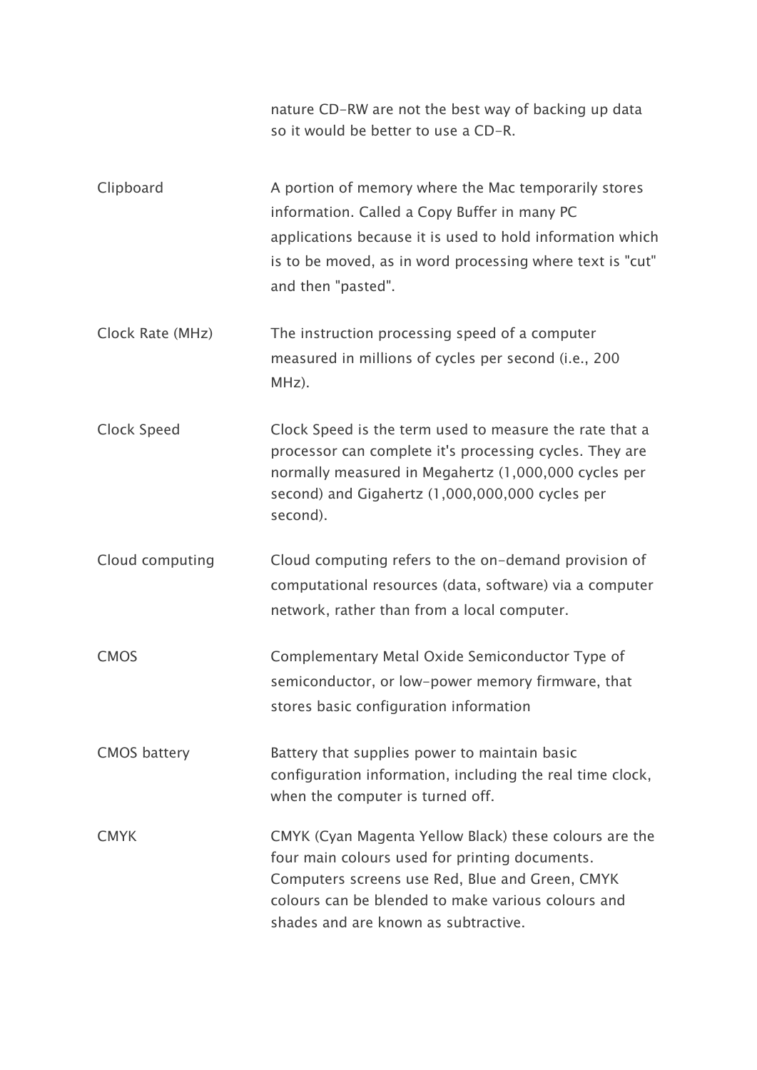| | |
|---|---|
| | nature CD-RW are not the best way of backing up data so it would be better to use a CD-R. |
| Clipboard | A portion of memory where the Mac temporarily stores information. Called a Copy Buffer in many PC applications because it is used to hold information which is to be moved, as in word processing where text is "cut" and then "pasted". |
| Clock Rate (MHz) | The instruction processing speed of a computer measured in millions of cycles per second (i.e., 200 MHz). |
| Clock Speed | Clock Speed is the term used to measure the rate that a processor can complete it's processing cycles. They are normally measured in Megahertz (1,000,000 cycles per second) and Gigahertz (1,000,000,000 cycles per second). |
| Cloud computing | Cloud computing refers to the on-demand provision of computational resources (data, software) via a computer network, rather than from a local computer. |
| CMOS | Complementary Metal Oxide Semiconductor Type of semiconductor, or low-power memory firmware, that stores basic configuration information |
| CMOS battery | Battery that supplies power to maintain basic configuration information, including the real time clock, when the computer is turned off. |
| CMYK | CMYK (Cyan Magenta Yellow Black) these colours are the four main colours used for printing documents. Computers screens use Red, Blue and Green, CMYK colours can be blended to make various colours and shades and are known as subtractive. |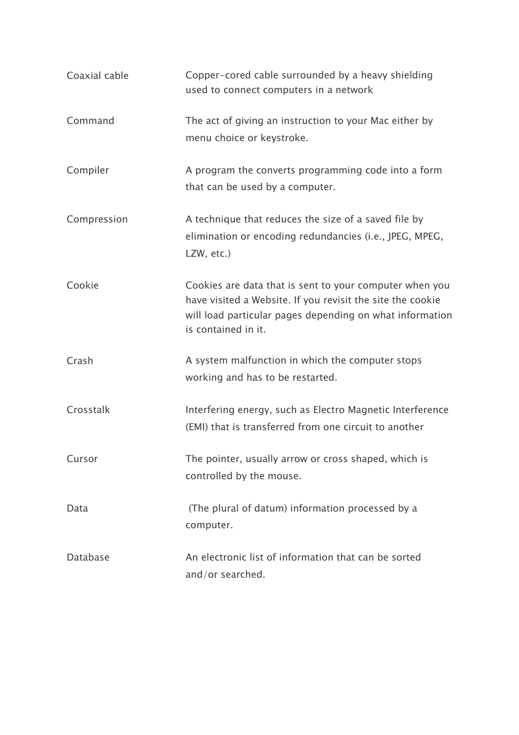| | |
|---|---|
| Coaxial cable | Copper-cored cable surrounded by a heavy shielding used to connect computers in a network |
| Command | The act of giving an instruction to your Mac either by menu choice or keystroke. |
| Compiler | A program the converts programming code into a form that can be used by a computer. |
| Compression | A technique that reduces the size of a saved file by elimination or encoding redundancies (i.e., JPEG, MPEG, LZW, etc.) |
| Cookie | Cookies are data that is sent to your computer when you have visited a Website. If you revisit the site the cookie will load particular pages depending on what information is contained in it. |
| Crash | A system malfunction in which the computer stops working and has to be restarted. |
| Crosstalk | Interfering energy, such as Electro Magnetic Interference (EMI) that is transferred from one circuit to another |
| Cursor | The pointer, usually arrow or cross shaped, which is controlled by the mouse. |
| Data | (The plural of datum) information processed by a computer. |
| Database | An electronic list of information that can be sorted and/or searched. |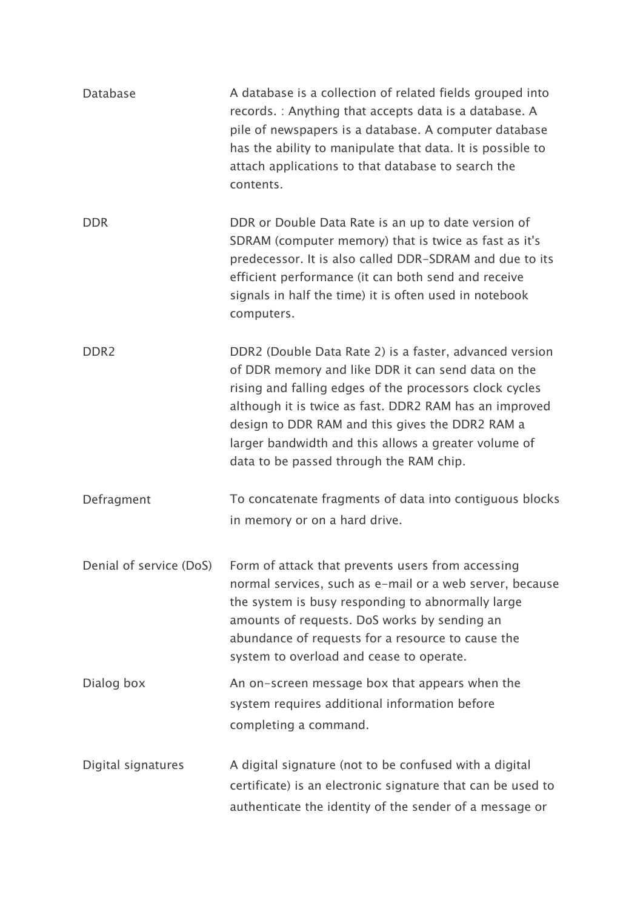| | |
|---|---|
| Database | A database is a collection of related fields grouped into records. : Anything that accepts data is a database. A pile of newspapers is a database. A computer database has the ability to manipulate that data. It is possible to attach applications to that database to search the contents. |
| DDR | DDR or Double Data Rate is an up to date version of SDRAM (computer memory) that is twice as fast as it's predecessor. It is also called DDR-SDRAM and due to its efficient performance (it can both send and receive signals in half the time) it is often used in notebook computers. |
| DDR2 | DDR2 (Double Data Rate 2) is a faster, advanced version of DDR memory and like DDR it can send data on the rising and falling edges of the processors clock cycles although it is twice as fast. DDR2 RAM has an improved design to DDR RAM and this gives the DDR2 RAM a larger bandwidth and this allows a greater volume of data to be passed through the RAM chip. |
| Defragment | To concatenate fragments of data into contiguous blocks in memory or on a hard drive. |
| Denial of service (DoS) | Form of attack that prevents users from accessing normal services, such as e-mail or a web server, because the system is busy responding to abnormally large amounts of requests. DoS works by sending an abundance of requests for a resource to cause the system to overload and cease to operate. |
| Dialog box | An on-screen message box that appears when the system requires additional information before completing a command. |
| Digital signatures | A digital signature (not to be confused with a digital certificate) is an electronic signature that can be used to authenticate the identity of the sender of a message or |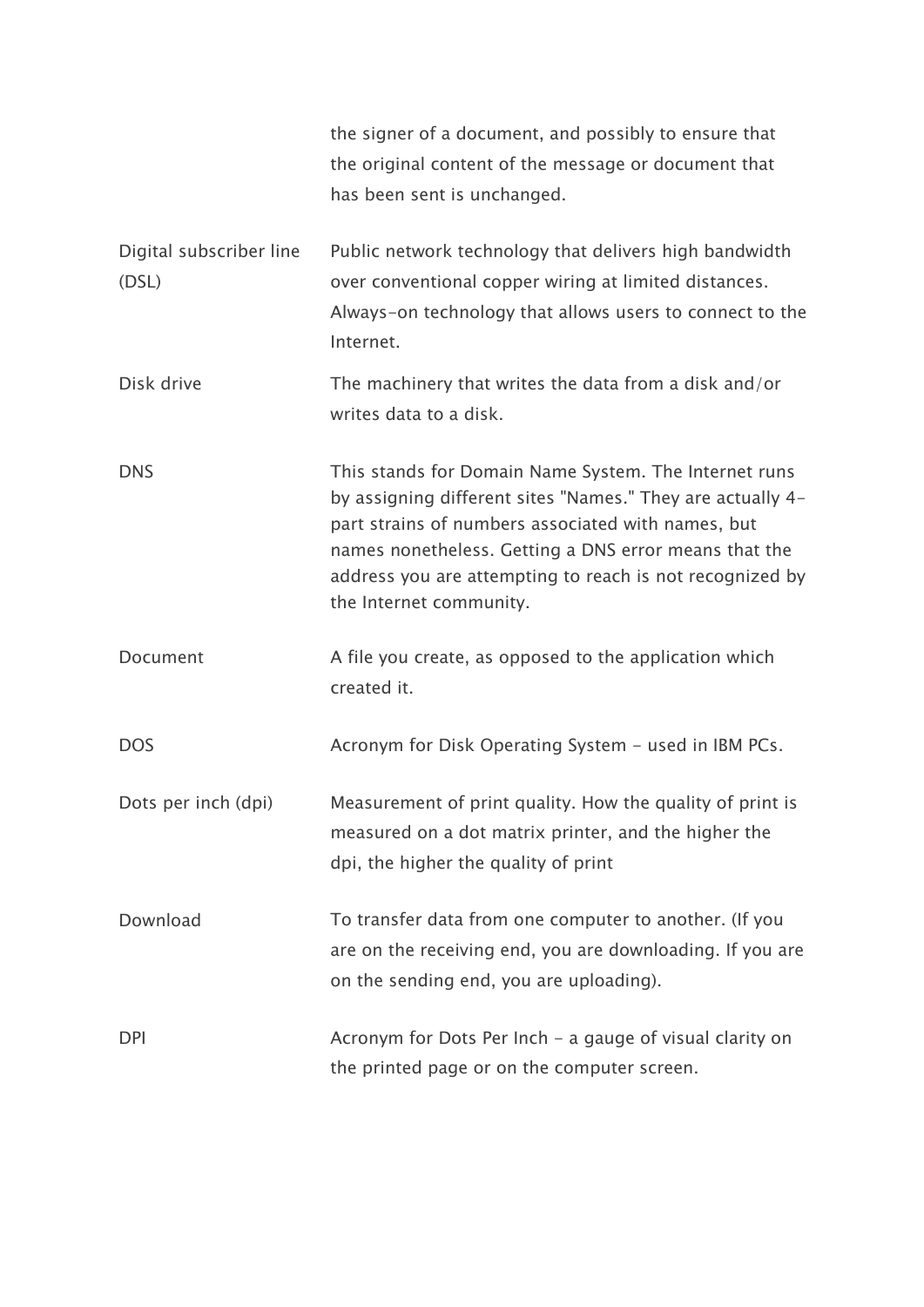| | |
|---|---|
| | the signer of a document, and possibly to ensure that the original content of the message or document that has been sent is unchanged. |
| Digital subscriber line (DSL) | Public network technology that delivers high bandwidth over conventional copper wiring at limited distances. Always-on technology that allows users to connect to the Internet. |
| Disk drive | The machinery that writes the data from a disk and/or writes data to a disk. |
| DNS | This stands for Domain Name System. The Internet runs by assigning different sites "Names." They are actually 4-part strains of numbers associated with names, but names nonetheless. Getting a DNS error means that the address you are attempting to reach is not recognized by the Internet community. |
| Document | A file you create, as opposed to the application which created it. |
| DOS | Acronym for Disk Operating System - used in IBM PCs. |
| Dots per inch (dpi) | Measurement of print quality. How the quality of print is measured on a dot matrix printer, and the higher the dpi, the higher the quality of print |
| Download | To transfer data from one computer to another. (If you are on the receiving end, you are downloading. If you are on the sending end, you are uploading). |
| DPI | Acronym for Dots Per Inch - a gauge of visual clarity on the printed page or on the computer screen. |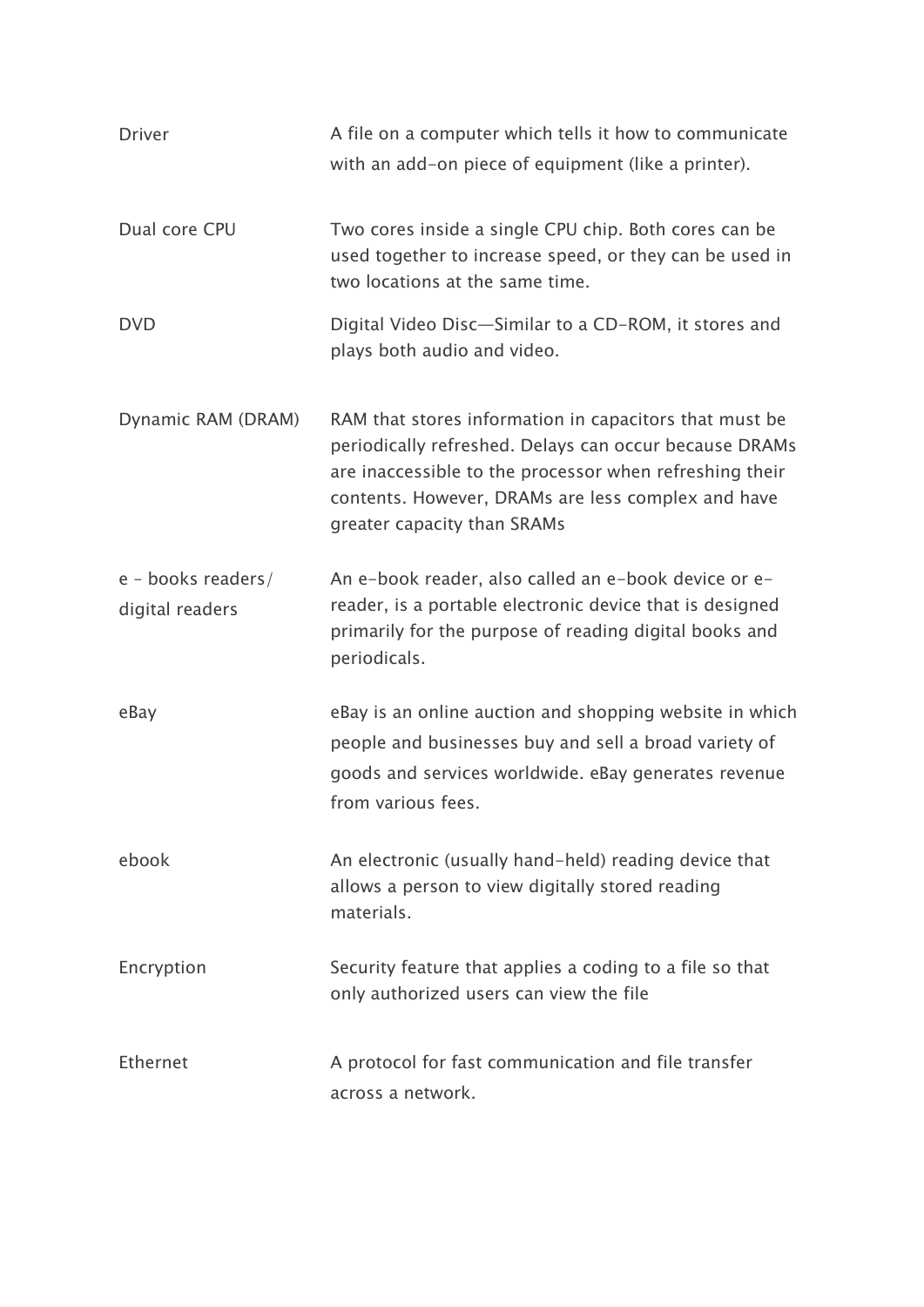| | |
|---|---|
| Driver | A file on a computer which tells it how to communicate with an add-on piece of equipment (like a printer). |
| Dual core CPU | Two cores inside a single CPU chip. Both cores can be used together to increase speed, or they can be used in two locations at the same time. |
| DVD | Digital Video Disc—Similar to a CD-ROM, it stores and plays both audio and video. |
| Dynamic RAM (DRAM) | RAM that stores information in capacitors that must be periodically refreshed. Delays can occur because DRAMs are inaccessible to the processor when refreshing their contents. However, DRAMs are less complex and have greater capacity than SRAMs |
| e - books readers/ digital readers | An e-book reader, also called an e-book device or e-reader, is a portable electronic device that is designed primarily for the purpose of reading digital books and periodicals. |
| eBay | eBay is an online auction and shopping website in which people and businesses buy and sell a broad variety of goods and services worldwide. eBay generates revenue from various fees. |
| ebook | An electronic (usually hand-held) reading device that allows a person to view digitally stored reading materials. |
| Encryption | Security feature that applies a coding to a file so that only authorized users can view the file |
| Ethernet | A protocol for fast communication and file transfer across a network. |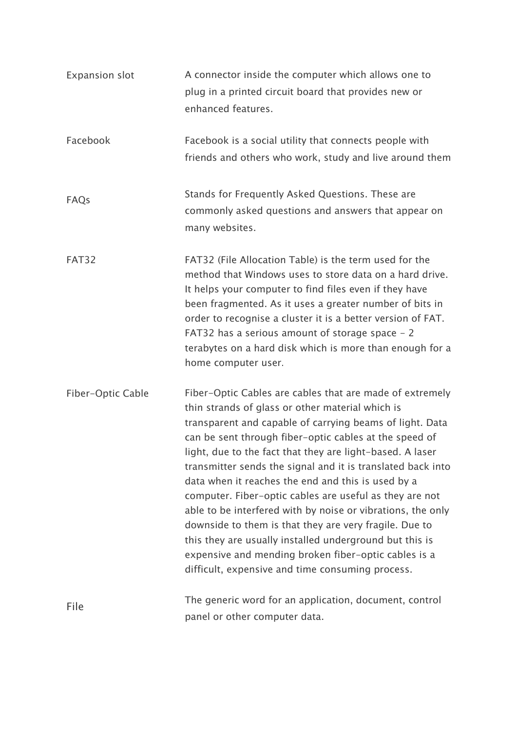| | |
|---|---|
| Expansion slot | A connector inside the computer which allows one to plug in a printed circuit board that provides new or enhanced features. |
| Facebook | Facebook is a social utility that connects people with friends and others who work, study and live around them |
| FAQs | Stands for Frequently Asked Questions. These are commonly asked questions and answers that appear on many websites. |
| FAT32 | FAT32 (File Allocation Table) is the term used for the method that Windows uses to store data on a hard drive. It helps your computer to find files even if they have been fragmented. As it uses a greater number of bits in order to recognise a cluster it is a better version of FAT. FAT32 has a serious amount of storage space - 2 terabytes on a hard disk which is more than enough for a home computer user. |
| Fiber-Optic Cable | Fiber-Optic Cables are cables that are made of extremely thin strands of glass or other material which is transparent and capable of carrying beams of light. Data can be sent through fiber-optic cables at the speed of light, due to the fact that they are light-based. A laser transmitter sends the signal and it is translated back into data when it reaches the end and this is used by a computer. Fiber-optic cables are useful as they are not able to be interfered with by noise or vibrations, the only downside to them is that they are very fragile. Due to this they are usually installed underground but this is expensive and mending broken fiber-optic cables is a difficult, expensive and time consuming process. |
| File | The generic word for an application, document, control panel or other computer data. |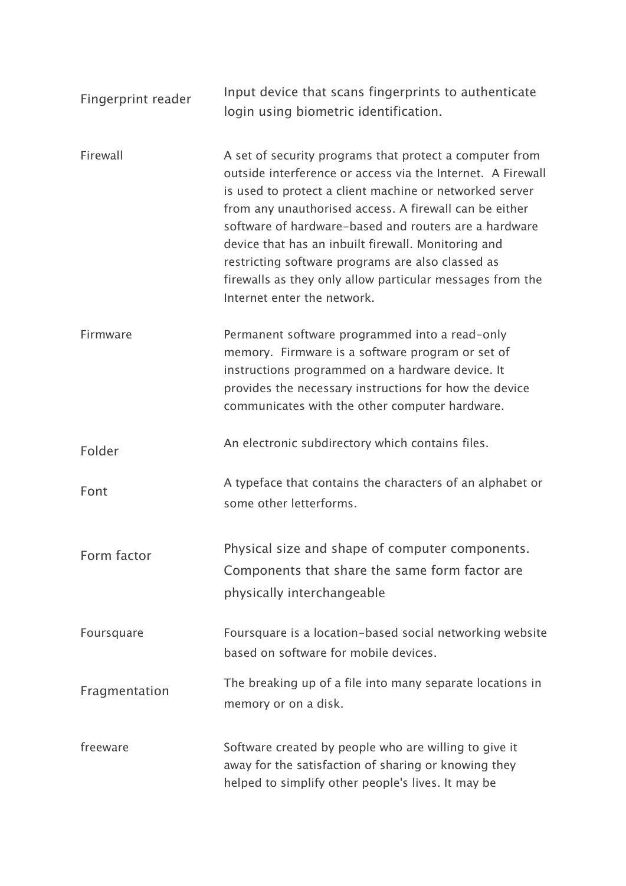| | |
|---|---|
| Fingerprint reader | Input device that scans fingerprints to authenticate login using biometric identification. |
| Firewall | A set of security programs that protect a computer from outside interference or access via the Internet. A Firewall is used to protect a client machine or networked server from any unauthorised access. A firewall can be either software of hardware-based and routers are a hardware device that has an inbuilt firewall. Monitoring and restricting software programs are also classed as firewalls as they only allow particular messages from the Internet enter the network. |
| Firmware | Permanent software programmed into a read-only memory. Firmware is a software program or set of instructions programmed on a hardware device. It provides the necessary instructions for how the device communicates with the other computer hardware. |
| Folder | An electronic subdirectory which contains files. |
| Font | A typeface that contains the characters of an alphabet or some other letterforms. |
| Form factor | Physical size and shape of computer components. Components that share the same form factor are physically interchangeable |
| Foursquare | Foursquare is a location-based social networking website based on software for mobile devices. |
| Fragmentation | The breaking up of a file into many separate locations in memory or on a disk. |
| freeware | Software created by people who are willing to give it away for the satisfaction of sharing or knowing they helped to simplify other people's lives. It may be |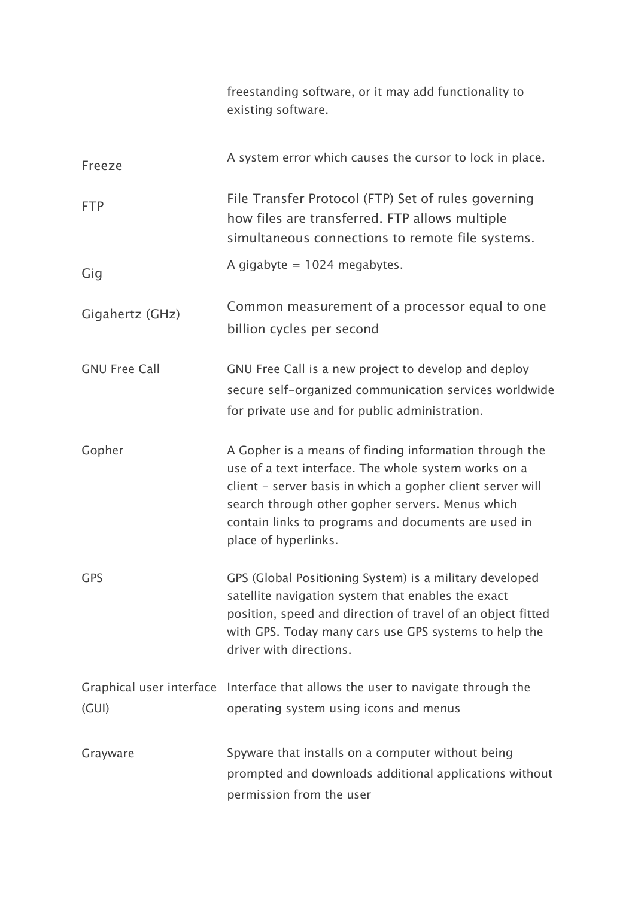| | |
|---|---|
| | freestanding software, or it may add functionality to existing software. |
| Freeze | A system error which causes the cursor to lock in place. |
| FTP | File Transfer Protocol (FTP) Set of rules governing how files are transferred. FTP allows multiple simultaneous connections to remote file systems. |
| Gig | A gigabyte = 1024 megabytes. |
| Gigahertz (GHz) | Common measurement of a processor equal to one billion cycles per second |
| GNU Free Call | GNU Free Call is a new project to develop and deploy secure self-organized communication services worldwide for private use and for public administration. |
| Gopher | A Gopher is a means of finding information through the use of a text interface. The whole system works on a client - server basis in which a gopher client server will search through other gopher servers. Menus which contain links to programs and documents are used in place of hyperlinks. |
| GPS | GPS (Global Positioning System) is a military developed satellite navigation system that enables the exact position, speed and direction of travel of an object fitted with GPS. Today many cars use GPS systems to help the driver with directions. |
| Graphical user interface (GUI) | Interface that allows the user to navigate through the operating system using icons and menus |
| Grayware | Spyware that installs on a computer without being prompted and downloads additional applications without permission from the user |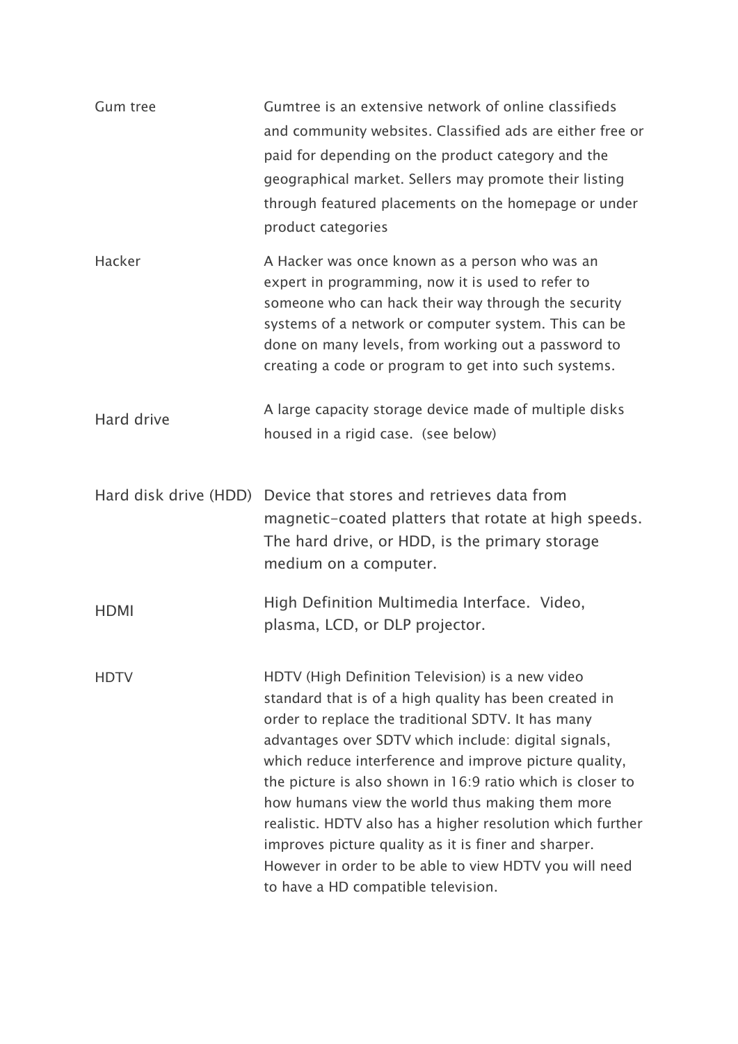| Term | Definition |
|---|---|
| Gum tree | Gumtree is an extensive network of online classifieds and community websites. Classified ads are either free or paid for depending on the product category and the geographical market. Sellers may promote their listing through featured placements on the homepage or under product categories |
| Hacker | A Hacker was once known as a person who was an expert in programming, now it is used to refer to someone who can hack their way through the security systems of a network or computer system. This can be done on many levels, from working out a password to creating a code or program to get into such systems. |
| Hard drive | A large capacity storage device made of multiple disks housed in a rigid case. (see below) |
| Hard disk drive (HDD) | Device that stores and retrieves data from magnetic-coated platters that rotate at high speeds. The hard drive, or HDD, is the primary storage medium on a computer. |
| HDMI | High Definition Multimedia Interface. Video, plasma, LCD, or DLP projector. |
| HDTV | HDTV (High Definition Television) is a new video standard that is of a high quality has been created in order to replace the traditional SDTV. It has many advantages over SDTV which include: digital signals, which reduce interference and improve picture quality, the picture is also shown in 16:9 ratio which is closer to how humans view the world thus making them more realistic. HDTV also has a higher resolution which further improves picture quality as it is finer and sharper. However in order to be able to view HDTV you will need to have a HD compatible television. |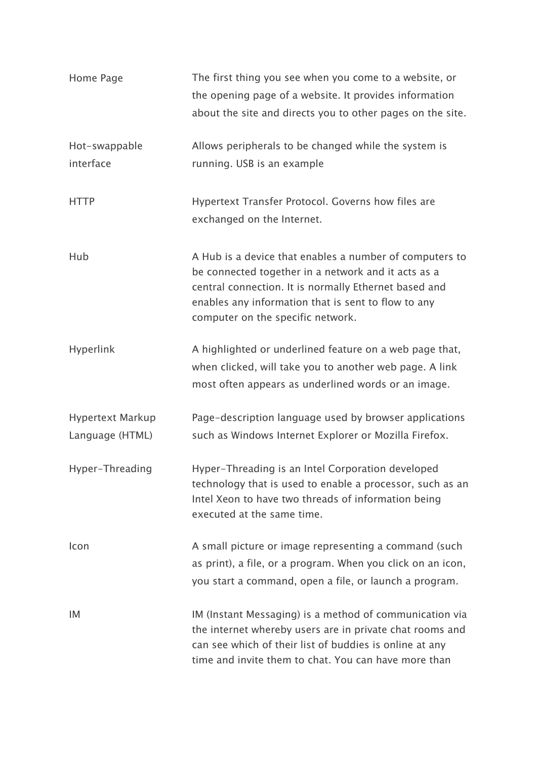| | |
|---|---|
| Home Page | The first thing you see when you come to a website, or the opening page of a website. It provides information about the site and directs you to other pages on the site. |
| Hot-swappable interface | Allows peripherals to be changed while the system is running. USB is an example |
| HTTP | Hypertext Transfer Protocol. Governs how files are exchanged on the Internet. |
| Hub | A Hub is a device that enables a number of computers to be connected together in a network and it acts as a central connection. It is normally Ethernet based and enables any information that is sent to flow to any computer on the specific network. |
| Hyperlink | A highlighted or underlined feature on a web page that, when clicked, will take you to another web page. A link most often appears as underlined words or an image. |
| Hypertext Markup Language (HTML) | Page-description language used by browser applications such as Windows Internet Explorer or Mozilla Firefox. |
| Hyper-Threading | Hyper-Threading is an Intel Corporation developed technology that is used to enable a processor, such as an Intel Xeon to have two threads of information being executed at the same time. |
| Icon | A small picture or image representing a command (such as print), a file, or a program. When you click on an icon, you start a command, open a file, or launch a program. |
| IM | IM (Instant Messaging) is a method of communication via the internet whereby users are in private chat rooms and can see which of their list of buddies is online at any time and invite them to chat. You can have more than |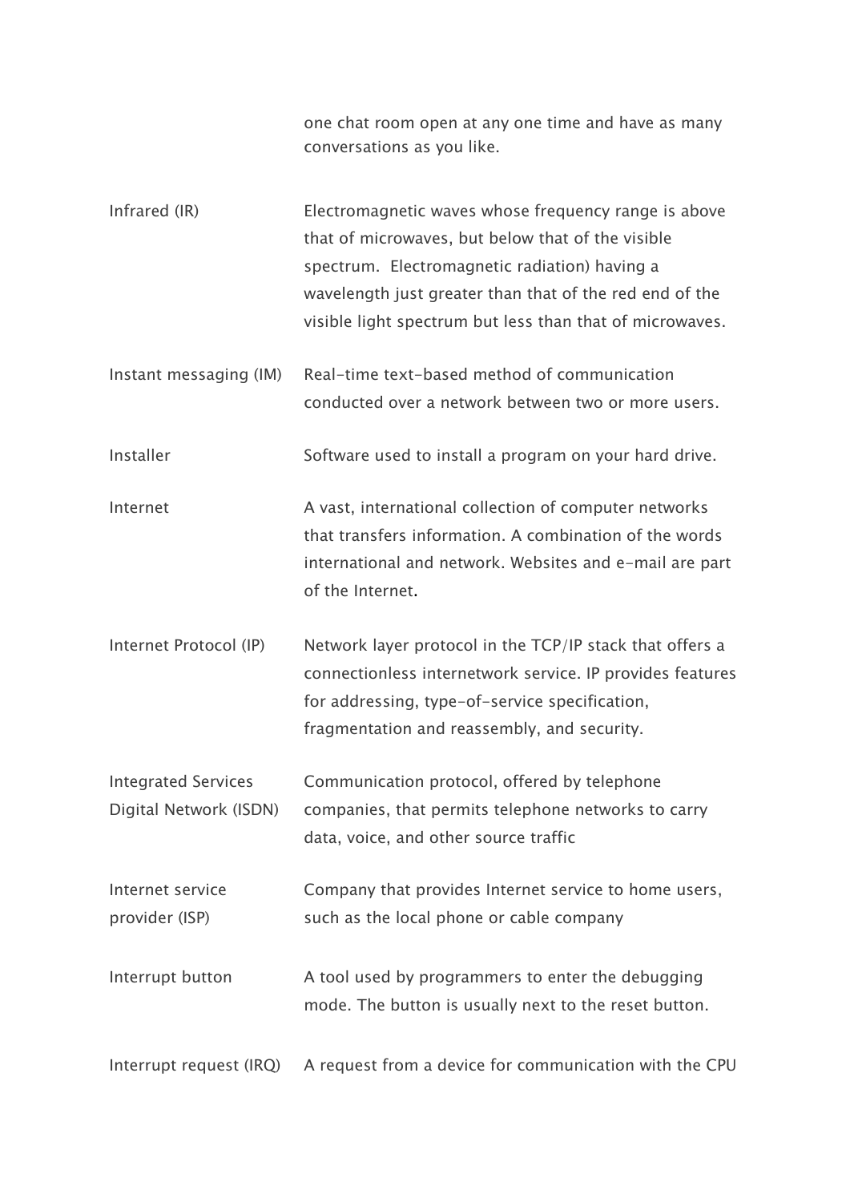| | |
|---|---|
| | one chat room open at any one time and have as many conversations as you like. |
| Infrared (IR) | Electromagnetic waves whose frequency range is above that of microwaves, but below that of the visible spectrum. Electromagnetic radiation) having a wavelength just greater than that of the red end of the visible light spectrum but less than that of microwaves. |
| Instant messaging (IM) | Real-time text-based method of communication conducted over a network between two or more users. |
| Installer | Software used to install a program on your hard drive. |
| Internet | A vast, international collection of computer networks that transfers information. A combination of the words international and network. Websites and e-mail are part of the Internet. |
| Internet Protocol (IP) | Network layer protocol in the TCP/IP stack that offers a connectionless internetwork service. IP provides features for addressing, type-of-service specification, fragmentation and reassembly, and security. |
| Integrated Services Digital Network (ISDN) | Communication protocol, offered by telephone companies, that permits telephone networks to carry data, voice, and other source traffic |
| Internet service provider (ISP) | Company that provides Internet service to home users, such as the local phone or cable company |
| Interrupt button | A tool used by programmers to enter the debugging mode. The button is usually next to the reset button. |
| Interrupt request (IRQ) | A request from a device for communication with the CPU |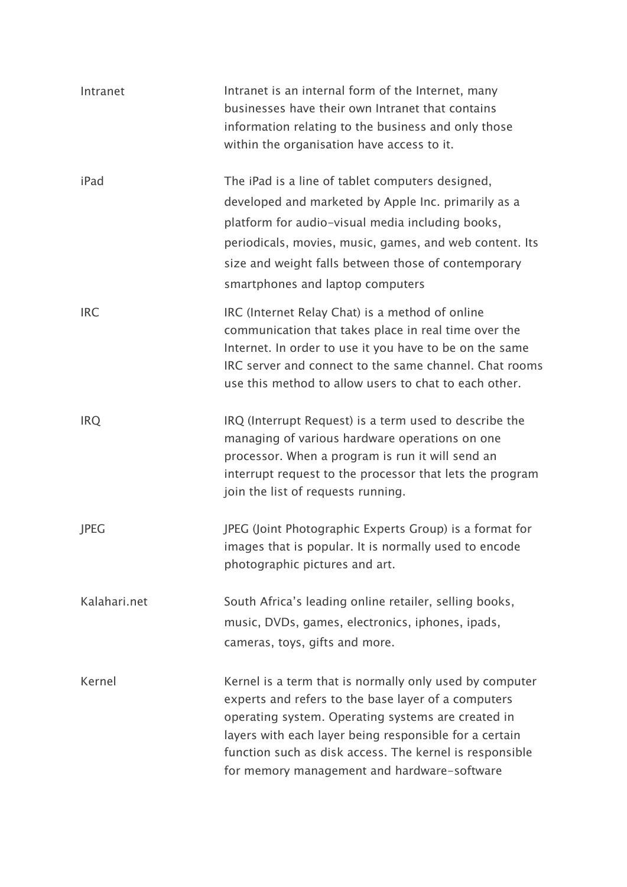| Term | Definition |
| --- | --- |
| Intranet | Intranet is an internal form of the Internet, many businesses have their own Intranet that contains information relating to the business and only those within the organisation have access to it. |
| iPad | The iPad is a line of tablet computers designed, developed and marketed by Apple Inc. primarily as a platform for audio-visual media including books, periodicals, movies, music, games, and web content. Its size and weight falls between those of contemporary smartphones and laptop computers |
| IRC | IRC (Internet Relay Chat) is a method of online communication that takes place in real time over the Internet. In order to use it you have to be on the same IRC server and connect to the same channel. Chat rooms use this method to allow users to chat to each other. |
| IRQ | IRQ (Interrupt Request) is a term used to describe the managing of various hardware operations on one processor. When a program is run it will send an interrupt request to the processor that lets the program join the list of requests running. |
| JPEG | JPEG (Joint Photographic Experts Group) is a format for images that is popular. It is normally used to encode photographic pictures and art. |
| Kalahari.net | South Africa's leading online retailer, selling books, music, DVDs, games, electronics, iphones, ipads, cameras, toys, gifts and more. |
| Kernel | Kernel is a term that is normally only used by computer experts and refers to the base layer of a computers operating system. Operating systems are created in layers with each layer being responsible for a certain function such as disk access. The kernel is responsible for memory management and hardware-software |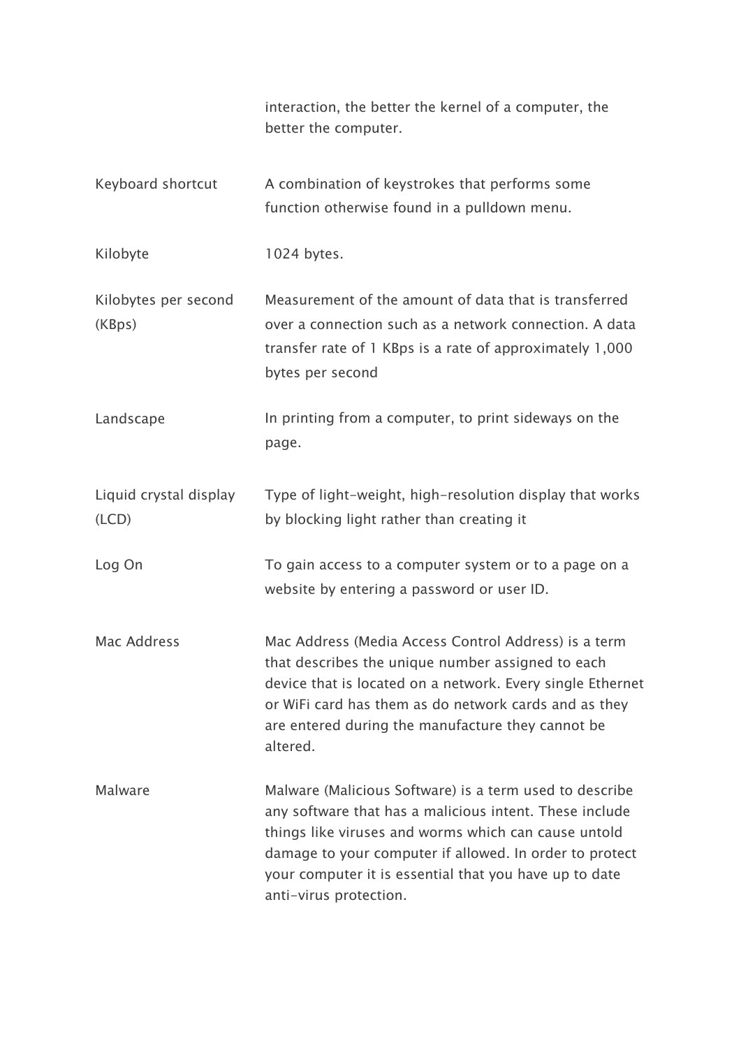| | |
|---|---|
| | interaction, the better the kernel of a computer, the better the computer. |
| Keyboard shortcut | A combination of keystrokes that performs some function otherwise found in a pulldown menu. |
| Kilobyte | 1024 bytes. |
| Kilobytes per second (KBps) | Measurement of the amount of data that is transferred over a connection such as a network connection. A data transfer rate of 1 KBps is a rate of approximately 1,000 bytes per second |
| Landscape | In printing from a computer, to print sideways on the page. |
| Liquid crystal display (LCD) | Type of light-weight, high-resolution display that works by blocking light rather than creating it |
| Log On | To gain access to a computer system or to a page on a website by entering a password or user ID. |
| Mac Address | Mac Address (Media Access Control Address) is a term that describes the unique number assigned to each device that is located on a network. Every single Ethernet or WiFi card has them as do network cards and as they are entered during the manufacture they cannot be altered. |
| Malware | Malware (Malicious Software) is a term used to describe any software that has a malicious intent. These include things like viruses and worms which can cause untold damage to your computer if allowed. In order to protect your computer it is essential that you have up to date anti-virus protection. |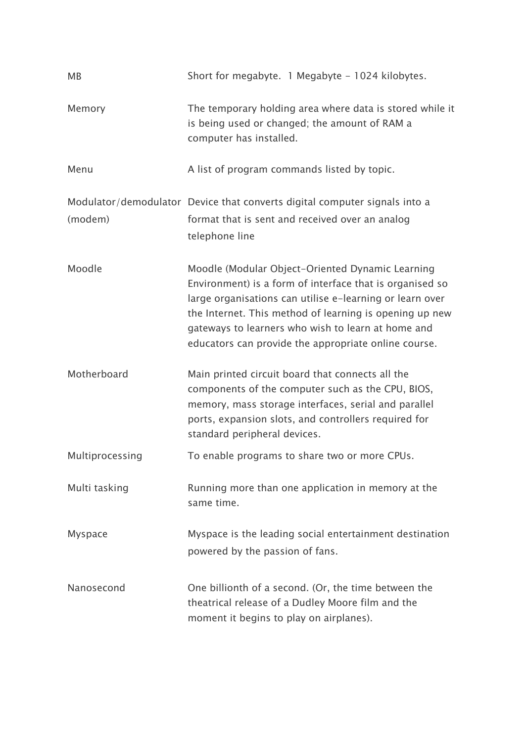| | |
|---|---|
| MB | Short for megabyte. 1 Megabyte - 1024 kilobytes. |
| Memory | The temporary holding area where data is stored while it is being used or changed; the amount of RAM a computer has installed. |
| Menu | A list of program commands listed by topic. |
| Modulator/demodulator (modem) | Device that converts digital computer signals into a format that is sent and received over an analog telephone line |
| Moodle | Moodle (Modular Object-Oriented Dynamic Learning Environment) is a form of interface that is organised so large organisations can utilise e-learning or learn over the Internet. This method of learning is opening up new gateways to learners who wish to learn at home and educators can provide the appropriate online course. |
| Motherboard | Main printed circuit board that connects all the components of the computer such as the CPU, BIOS, memory, mass storage interfaces, serial and parallel ports, expansion slots, and controllers required for standard peripheral devices. |
| Multiprocessing | To enable programs to share two or more CPUs. |
| Multi tasking | Running more than one application in memory at the same time. |
| Myspace | Myspace is the leading social entertainment destination powered by the passion of fans. |
| Nanosecond | One billionth of a second. (Or, the time between the theatrical release of a Dudley Moore film and the moment it begins to play on airplanes). |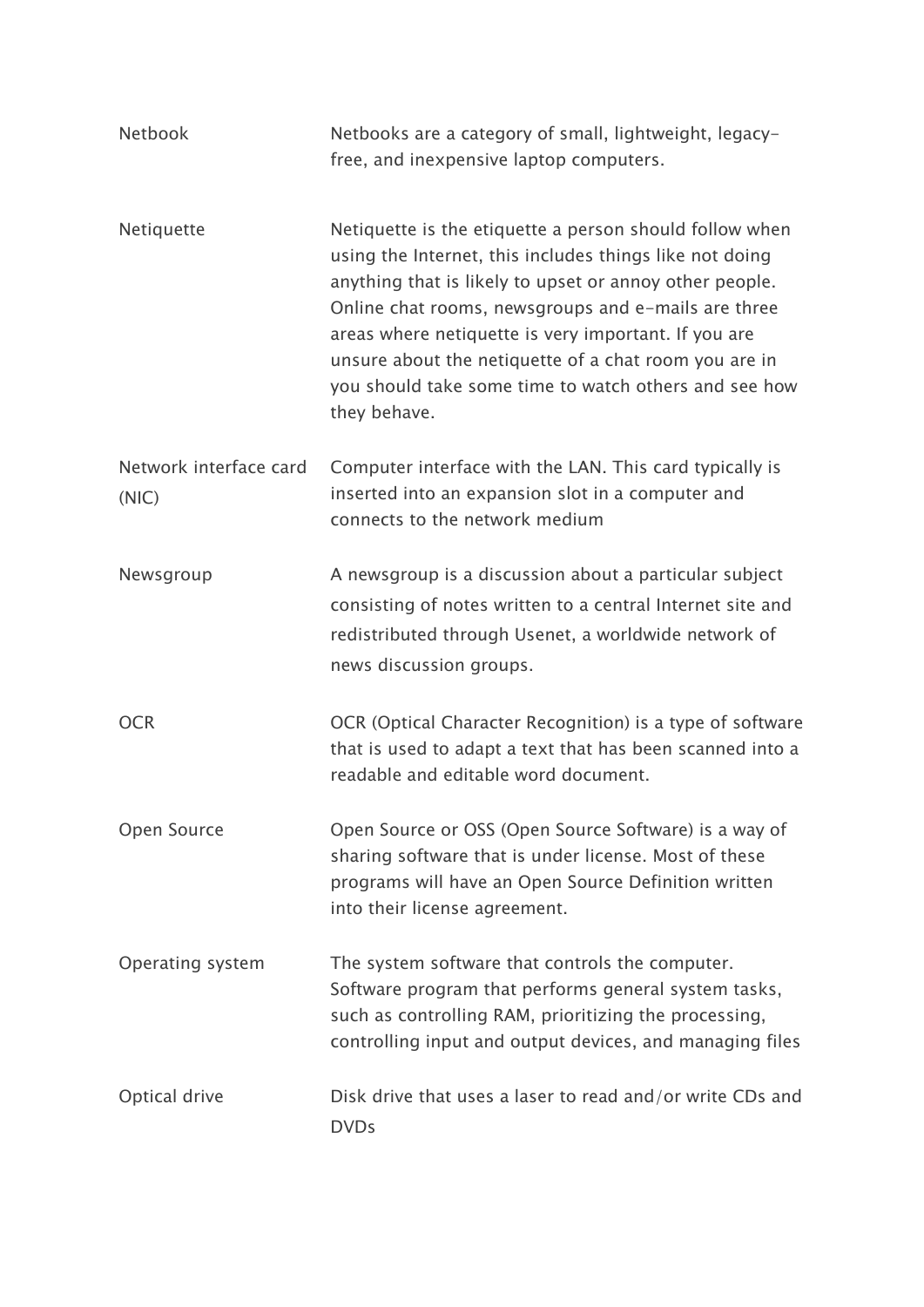| | |
|---|---|
| Netbook | Netbooks are a category of small, lightweight, legacy-free, and inexpensive laptop computers. |
| Netiquette | Netiquette is the etiquette a person should follow when using the Internet, this includes things like not doing anything that is likely to upset or annoy other people. Online chat rooms, newsgroups and e-mails are three areas where netiquette is very important. If you are unsure about the netiquette of a chat room you are in you should take some time to watch others and see how they behave. |
| Network interface card (NIC) | Computer interface with the LAN. This card typically is inserted into an expansion slot in a computer and connects to the network medium |
| Newsgroup | A newsgroup is a discussion about a particular subject consisting of notes written to a central Internet site and redistributed through Usenet, a worldwide network of news discussion groups. |
| OCR | OCR (Optical Character Recognition) is a type of software that is used to adapt a text that has been scanned into a readable and editable word document. |
| Open Source | Open Source or OSS (Open Source Software) is a way of sharing software that is under license. Most of these programs will have an Open Source Definition written into their license agreement. |
| Operating system | The system software that controls the computer. Software program that performs general system tasks, such as controlling RAM, prioritizing the processing, controlling input and output devices, and managing files |
| Optical drive | Disk drive that uses a laser to read and/or write CDs and DVDs |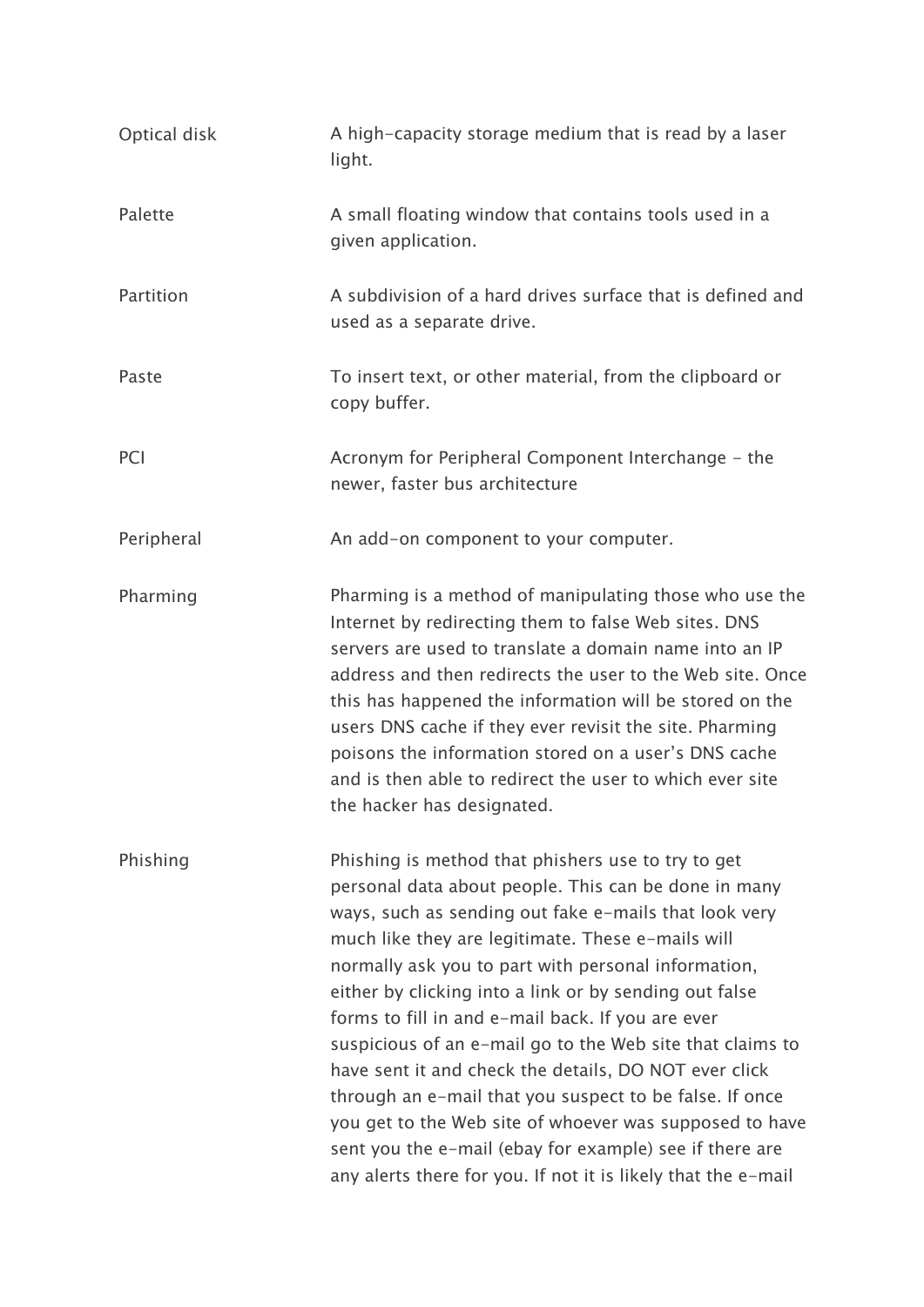| | |
|---|---|
| Optical disk | A high-capacity storage medium that is read by a laser light. |
| Palette | A small floating window that contains tools used in a given application. |
| Partition | A subdivision of a hard drives surface that is defined and used as a separate drive. |
| Paste | To insert text, or other material, from the clipboard or copy buffer. |
| PCI | Acronym for Peripheral Component Interchange - the newer, faster bus architecture |
| Peripheral | An add-on component to your computer. |
| Pharming | Pharming is a method of manipulating those who use the Internet by redirecting them to false Web sites. DNS servers are used to translate a domain name into an IP address and then redirects the user to the Web site. Once this has happened the information will be stored on the users DNS cache if they ever revisit the site. Pharming poisons the information stored on a user's DNS cache and is then able to redirect the user to which ever site the hacker has designated. |
| Phishing | Phishing is method that phishers use to try to get personal data about people. This can be done in many ways, such as sending out fake e-mails that look very much like they are legitimate. These e-mails will normally ask you to part with personal information, either by clicking into a link or by sending out false forms to fill in and e-mail back. If you are ever suspicious of an e-mail go to the Web site that claims to have sent it and check the details, DO NOT ever click through an e-mail that you suspect to be false. If once you get to the Web site of whoever was supposed to have sent you the e-mail (ebay for example) see if there are any alerts there for you. If not it is likely that the e-mail |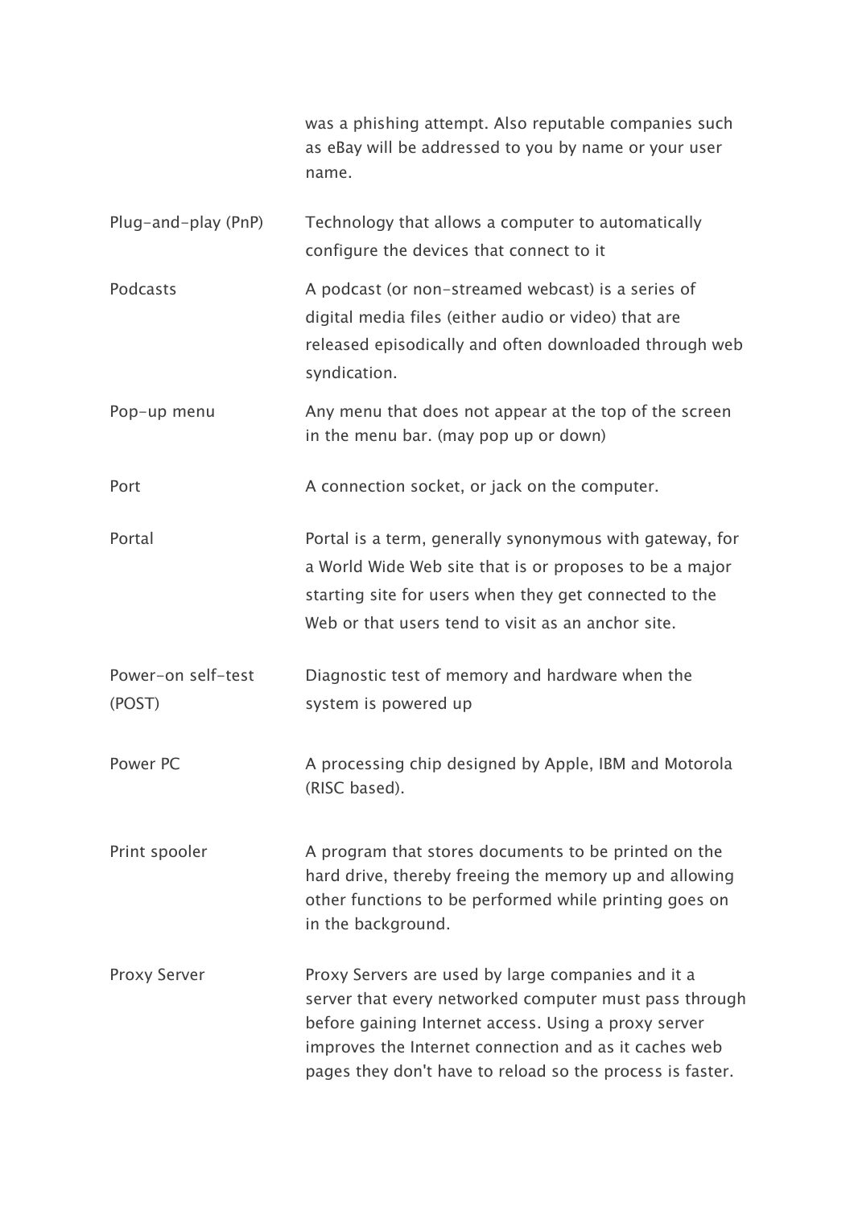| | |
|---|---|
| | was a phishing attempt. Also reputable companies such as eBay will be addressed to you by name or your user name. |
| Plug-and-play (PnP) | Technology that allows a computer to automatically configure the devices that connect to it |
| Podcasts | A podcast (or non-streamed webcast) is a series of digital media files (either audio or video) that are released episodically and often downloaded through web syndication. |
| Pop-up menu | Any menu that does not appear at the top of the screen in the menu bar. (may pop up or down) |
| Port | A connection socket, or jack on the computer. |
| Portal | Portal is a term, generally synonymous with gateway, for a World Wide Web site that is or proposes to be a major starting site for users when they get connected to the Web or that users tend to visit as an anchor site. |
| Power-on self-test (POST) | Diagnostic test of memory and hardware when the system is powered up |
| Power PC | A processing chip designed by Apple, IBM and Motorola (RISC based). |
| Print spooler | A program that stores documents to be printed on the hard drive, thereby freeing the memory up and allowing other functions to be performed while printing goes on in the background. |
| Proxy Server | Proxy Servers are used by large companies and it a server that every networked computer must pass through before gaining Internet access. Using a proxy server improves the Internet connection and as it caches web pages they don't have to reload so the process is faster. |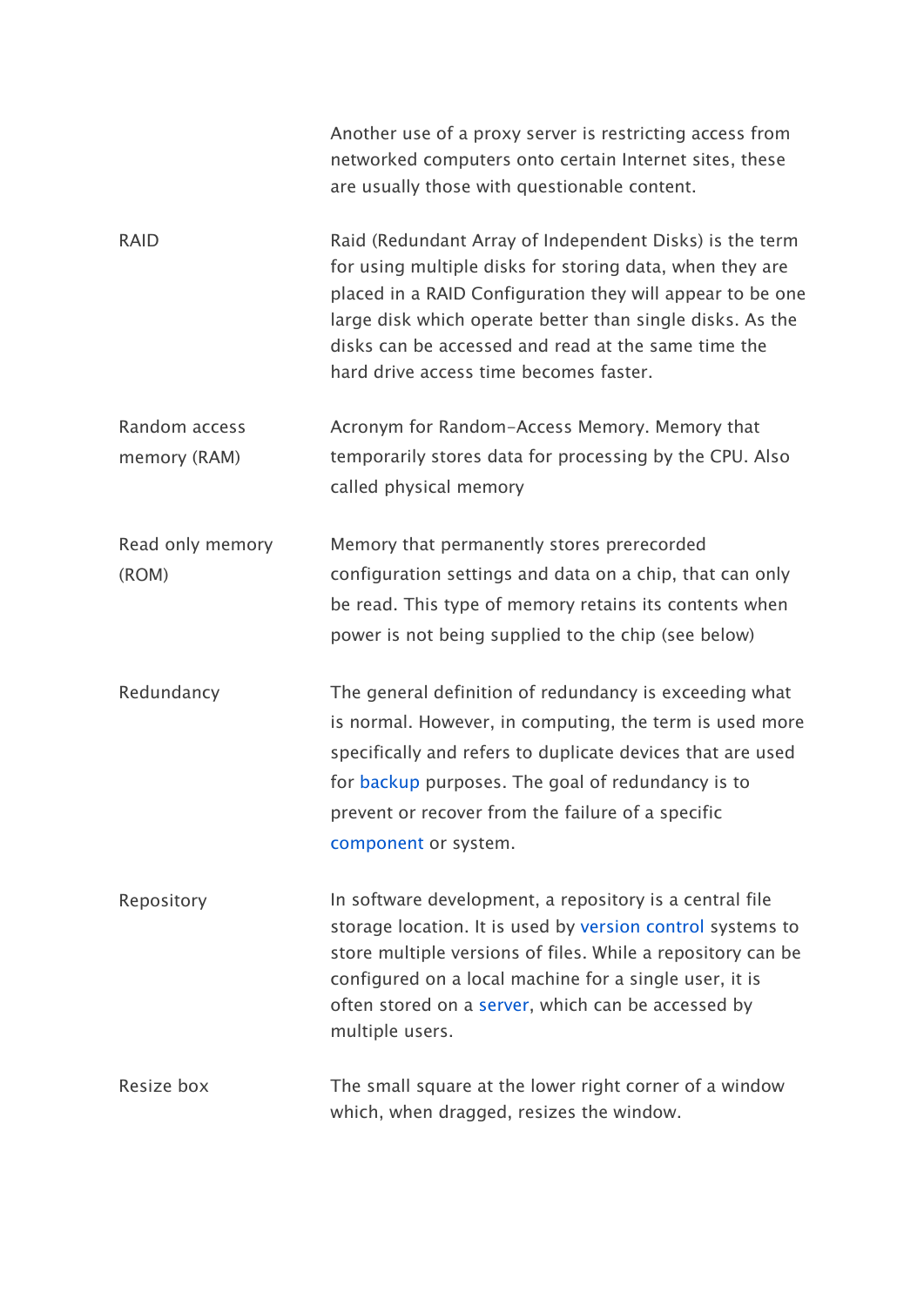| | |
|---|---|
| | Another use of a proxy server is restricting access from networked computers onto certain Internet sites, these are usually those with questionable content. |
| RAID | Raid (Redundant Array of Independent Disks) is the term for using multiple disks for storing data, when they are placed in a RAID Configuration they will appear to be one large disk which operate better than single disks. As the disks can be accessed and read at the same time the hard drive access time becomes faster. |
| Random access memory (RAM) | Acronym for Random-Access Memory. Memory that temporarily stores data for processing by the CPU. Also called physical memory |
| Read only memory (ROM) | Memory that permanently stores prerecorded configuration settings and data on a chip, that can only be read. This type of memory retains its contents when power is not being supplied to the chip (see below) |
| Redundancy | The general definition of redundancy is exceeding what is normal. However, in computing, the term is used more specifically and refers to duplicate devices that are used for backup purposes. The goal of redundancy is to prevent or recover from the failure of a specific component or system. |
| Repository | In software development, a repository is a central file storage location. It is used by version control systems to store multiple versions of files. While a repository can be configured on a local machine for a single user, it is often stored on a server, which can be accessed by multiple users. |
| Resize box | The small square at the lower right corner of a window which, when dragged, resizes the window. |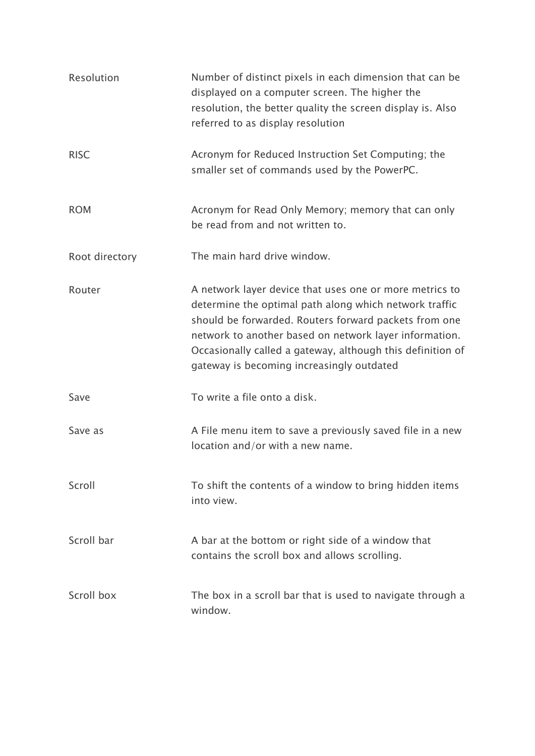| | |
|---|---|
| Resolution | Number of distinct pixels in each dimension that can be displayed on a computer screen. The higher the resolution, the better quality the screen display is. Also referred to as display resolution |
| RISC | Acronym for Reduced Instruction Set Computing; the smaller set of commands used by the PowerPC. |
| ROM | Acronym for Read Only Memory; memory that can only be read from and not written to. |
| Root directory | The main hard drive window. |
| Router | A network layer device that uses one or more metrics to determine the optimal path along which network traffic should be forwarded. Routers forward packets from one network to another based on network layer information. Occasionally called a gateway, although this definition of gateway is becoming increasingly outdated |
| Save | To write a file onto a disk. |
| Save as | A File menu item to save a previously saved file in a new location and/or with a new name. |
| Scroll | To shift the contents of a window to bring hidden items into view. |
| Scroll bar | A bar at the bottom or right side of a window that contains the scroll box and allows scrolling. |
| Scroll box | The box in a scroll bar that is used to navigate through a window. |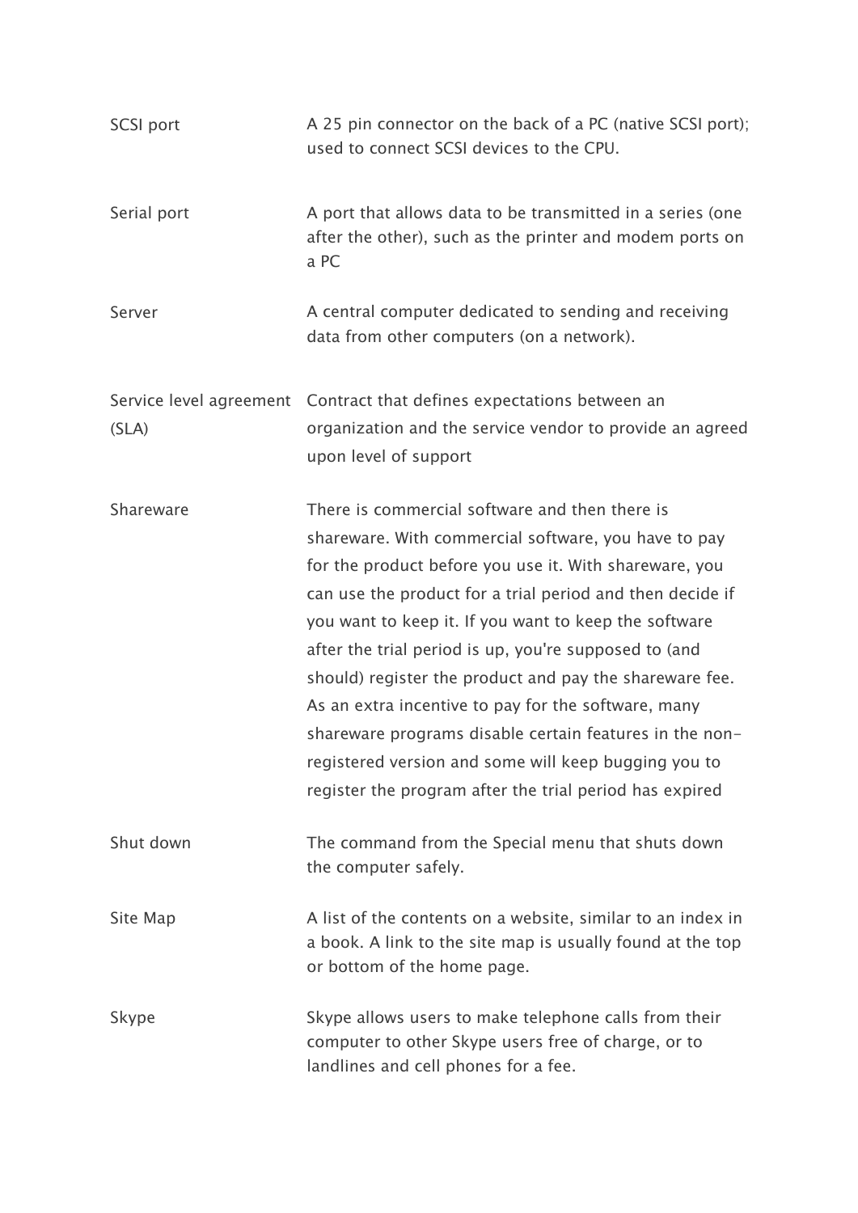| | |
|---|---|
| SCSI port | A 25 pin connector on the back of a PC (native SCSI port); used to connect SCSI devices to the CPU. |
| Serial port | A port that allows data to be transmitted in a series (one after the other), such as the printer and modem ports on a PC |
| Server | A central computer dedicated to sending and receiving data from other computers (on a network). |
| Service level agreement (SLA) | Contract that defines expectations between an organization and the service vendor to provide an agreed upon level of support |
| Shareware | There is commercial software and then there is shareware. With commercial software, you have to pay for the product before you use it. With shareware, you can use the product for a trial period and then decide if you want to keep it. If you want to keep the software after the trial period is up, you're supposed to (and should) register the product and pay the shareware fee. As an extra incentive to pay for the software, many shareware programs disable certain features in the non-registered version and some will keep bugging you to register the program after the trial period has expired |
| Shut down | The command from the Special menu that shuts down the computer safely. |
| Site Map | A list of the contents on a website, similar to an index in a book. A link to the site map is usually found at the top or bottom of the home page. |
| Skype | Skype allows users to make telephone calls from their computer to other Skype users free of charge, or to landlines and cell phones for a fee. |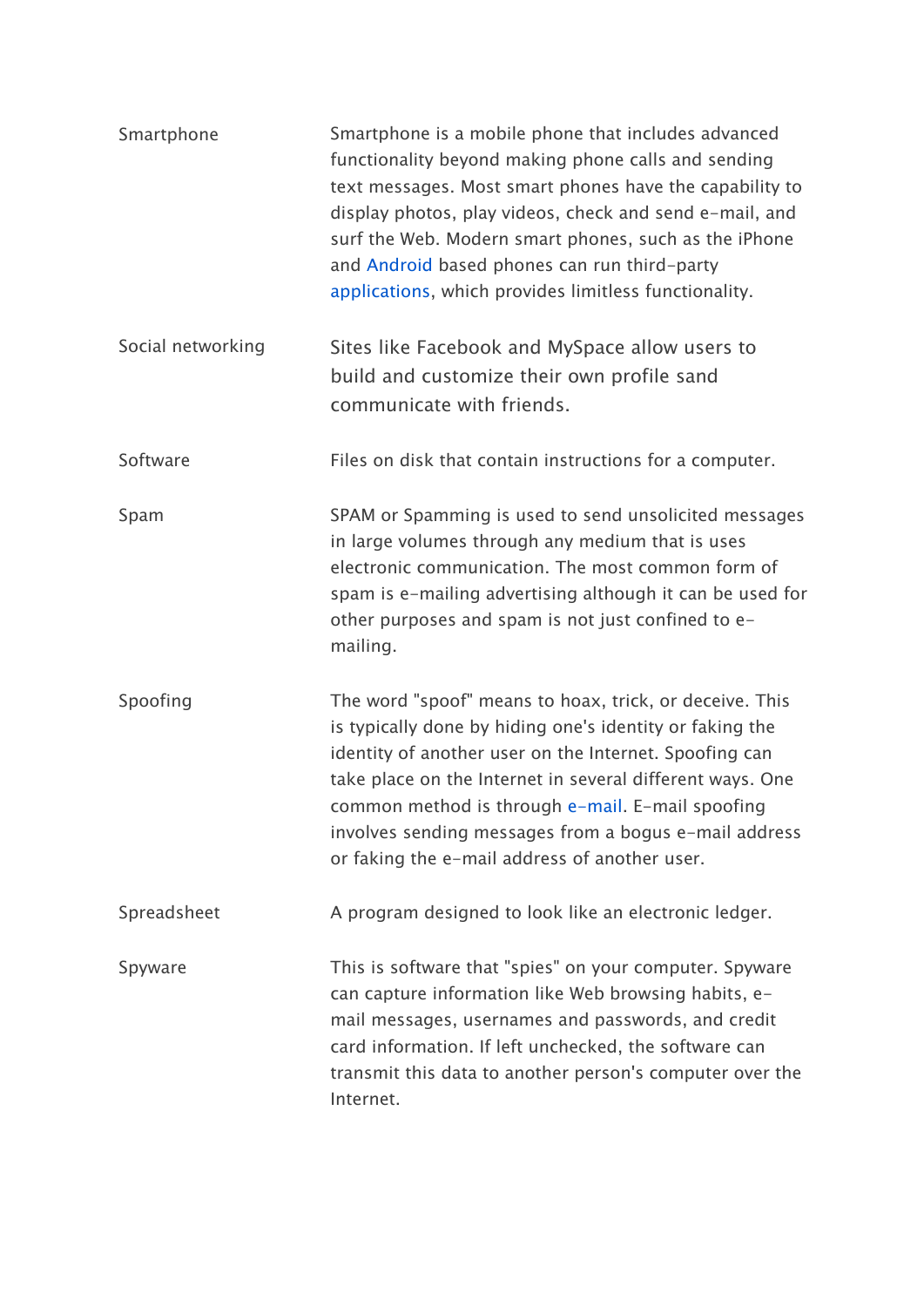| | |
|---|---|
| Smartphone | Smartphone is a mobile phone that includes advanced functionality beyond making phone calls and sending text messages. Most smart phones have the capability to display photos, play videos, check and send e-mail, and surf the Web. Modern smart phones, such as the iPhone and Android based phones can run third-party applications, which provides limitless functionality. |
| Social networking | Sites like Facebook and MySpace allow users to build and customize their own profile sand communicate with friends. |
| Software | Files on disk that contain instructions for a computer. |
| Spam | SPAM or Spamming is used to send unsolicited messages in large volumes through any medium that is uses electronic communication. The most common form of spam is e-mailing advertising although it can be used for other purposes and spam is not just confined to e-mailing. |
| Spoofing | The word "spoof" means to hoax, trick, or deceive. This is typically done by hiding one's identity or faking the identity of another user on the Internet. Spoofing can take place on the Internet in several different ways. One common method is through e-mail. E-mail spoofing involves sending messages from a bogus e-mail address or faking the e-mail address of another user. |
| Spreadsheet | A program designed to look like an electronic ledger. |
| Spyware | This is software that "spies" on your computer. Spyware can capture information like Web browsing habits, e-mail messages, usernames and passwords, and credit card information. If left unchecked, the software can transmit this data to another person's computer over the Internet. |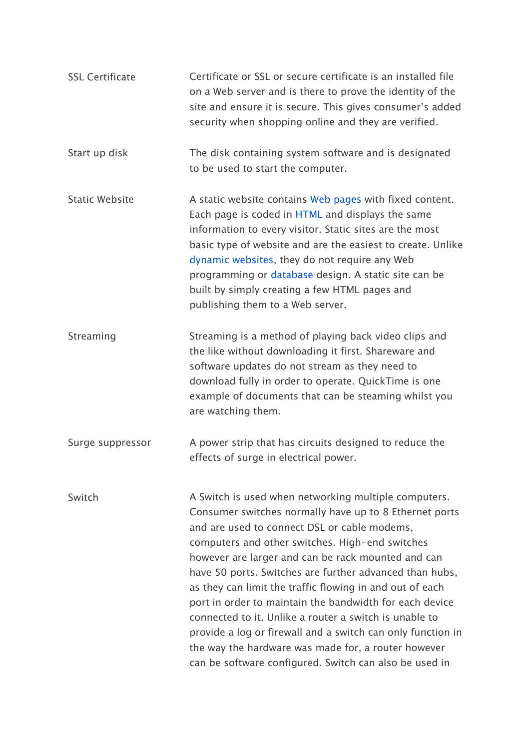| | |
|---|---|
| SSL Certificate | Certificate or SSL or secure certificate is an installed file on a Web server and is there to prove the identity of the site and ensure it is secure. This gives consumer's added security when shopping online and they are verified. |
| Start up disk | The disk containing system software and is designated to be used to start the computer. |
| Static Website | A static website contains Web pages with fixed content. Each page is coded in HTML and displays the same information to every visitor. Static sites are the most basic type of website and are the easiest to create. Unlike dynamic websites, they do not require any Web programming or database design. A static site can be built by simply creating a few HTML pages and publishing them to a Web server. |
| Streaming | Streaming is a method of playing back video clips and the like without downloading it first. Shareware and software updates do not stream as they need to download fully in order to operate. QuickTime is one example of documents that can be steaming whilst you are watching them. |
| Surge suppressor | A power strip that has circuits designed to reduce the effects of surge in electrical power. |
| Switch | A Switch is used when networking multiple computers. Consumer switches normally have up to 8 Ethernet ports and are used to connect DSL or cable modems, computers and other switches. High-end switches however are larger and can be rack mounted and can have 50 ports. Switches are further advanced than hubs, as they can limit the traffic flowing in and out of each port in order to maintain the bandwidth for each device connected to it. Unlike a router a switch is unable to provide a log or firewall and a switch can only function in the way the hardware was made for, a router however can be software configured. Switch can also be used in |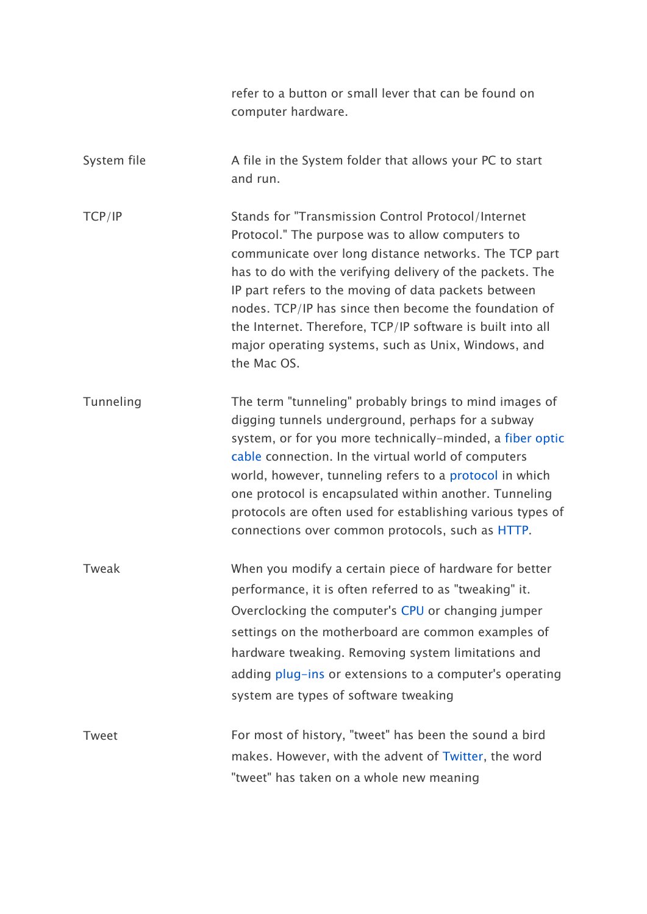| | |
|---|---|
| | refer to a button or small lever that can be found on computer hardware. |
| System file | A file in the System folder that allows your PC to start and run. |
| TCP/IP | Stands for "Transmission Control Protocol/Internet Protocol." The purpose was to allow computers to communicate over long distance networks. The TCP part has to do with the verifying delivery of the packets. The IP part refers to the moving of data packets between nodes. TCP/IP has since then become the foundation of the Internet. Therefore, TCP/IP software is built into all major operating systems, such as Unix, Windows, and the Mac OS. |
| Tunneling | The term "tunneling" probably brings to mind images of digging tunnels underground, perhaps for a subway system, or for you more technically-minded, a fiber optic cable connection. In the virtual world of computers world, however, tunneling refers to a protocol in which one protocol is encapsulated within another. Tunneling protocols are often used for establishing various types of connections over common protocols, such as HTTP. |
| Tweak | When you modify a certain piece of hardware for better performance, it is often referred to as "tweaking" it. Overclocking the computer's CPU or changing jumper settings on the motherboard are common examples of hardware tweaking. Removing system limitations and adding plug-ins or extensions to a computer's operating system are types of software tweaking |
| Tweet | For most of history, "tweet" has been the sound a bird makes. However, with the advent of Twitter, the word "tweet" has taken on a whole new meaning |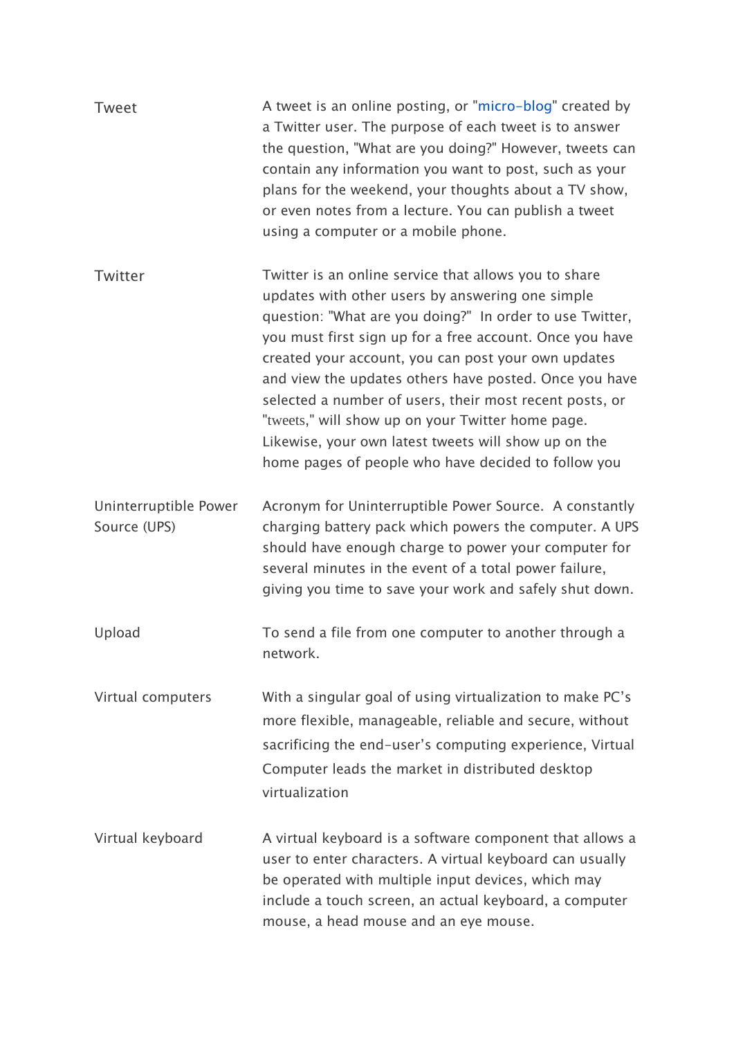| | |
|---|---|
| Tweet | A tweet is an online posting, or "micro-blog" created by a Twitter user. The purpose of each tweet is to answer the question, "What are you doing?" However, tweets can contain any information you want to post, such as your plans for the weekend, your thoughts about a TV show, or even notes from a lecture. You can publish a tweet using a computer or a mobile phone. |
| Twitter | Twitter is an online service that allows you to share updates with other users by answering one simple question: "What are you doing?" In order to use Twitter, you must first sign up for a free account. Once you have created your account, you can post your own updates and view the updates others have posted. Once you have selected a number of users, their most recent posts, or "tweets," will show up on your Twitter home page. Likewise, your own latest tweets will show up on the home pages of people who have decided to follow you |
| Uninterruptible Power Source (UPS) | Acronym for Uninterruptible Power Source. A constantly charging battery pack which powers the computer. A UPS should have enough charge to power your computer for several minutes in the event of a total power failure, giving you time to save your work and safely shut down. |
| Upload | To send a file from one computer to another through a network. |
| Virtual computers | With a singular goal of using virtualization to make PC's more flexible, manageable, reliable and secure, without sacrificing the end-user's computing experience, Virtual Computer leads the market in distributed desktop virtualization |
| Virtual keyboard | A virtual keyboard is a software component that allows a user to enter characters. A virtual keyboard can usually be operated with multiple input devices, which may include a touch screen, an actual keyboard, a computer mouse, a head mouse and an eye mouse. |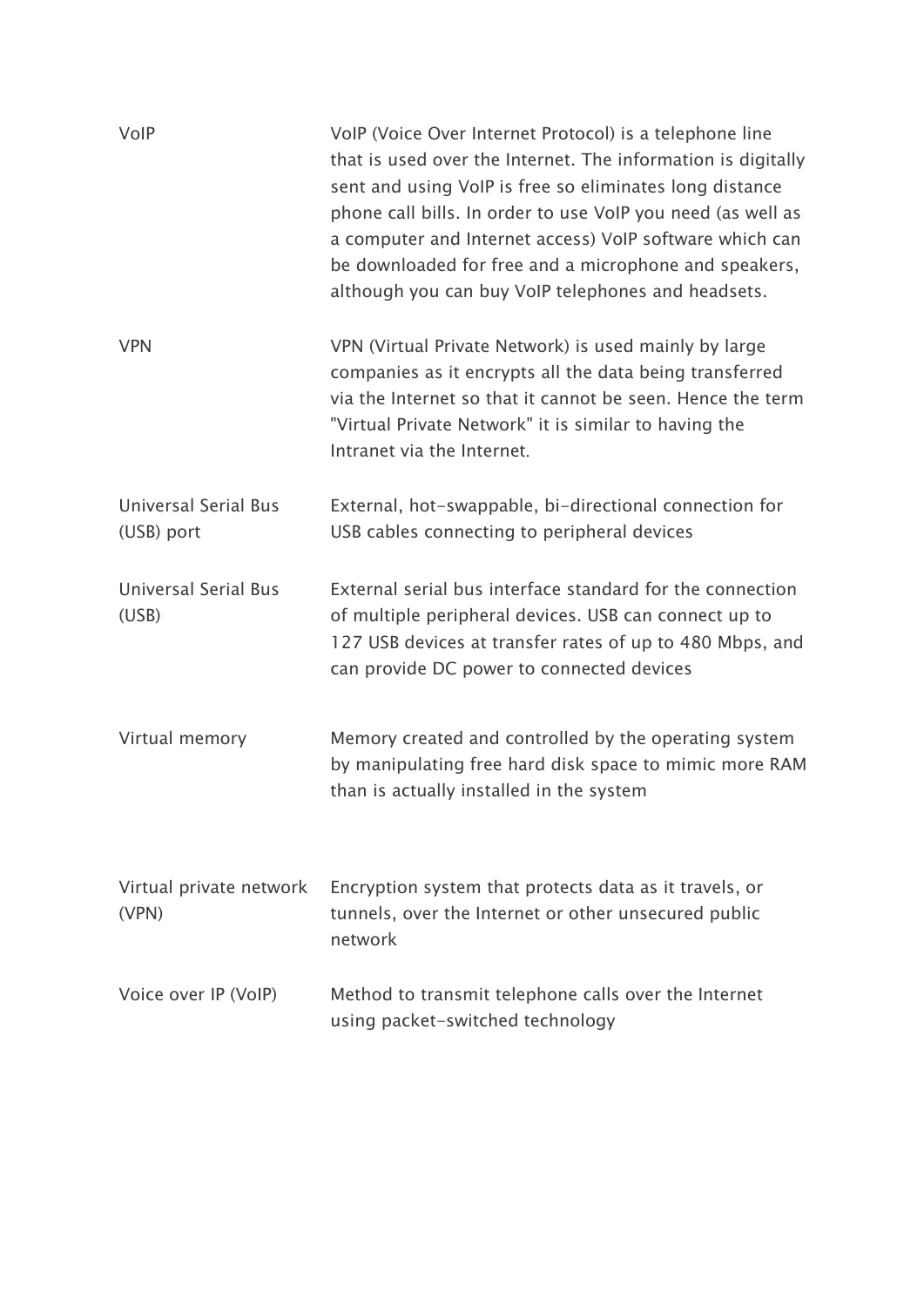| | |
|---|---|
| VoIP | VoIP (Voice Over Internet Protocol) is a telephone line that is used over the Internet. The information is digitally sent and using VoIP is free so eliminates long distance phone call bills. In order to use VoIP you need (as well as a computer and Internet access) VoIP software which can be downloaded for free and a microphone and speakers, although you can buy VoIP telephones and headsets. |
| VPN | VPN (Virtual Private Network) is used mainly by large companies as it encrypts all the data being transferred via the Internet so that it cannot be seen. Hence the term "Virtual Private Network" it is similar to having the Intranet via the Internet. |
| Universal Serial Bus (USB) port | External, hot-swappable, bi-directional connection for USB cables connecting to peripheral devices |
| Universal Serial Bus (USB) | External serial bus interface standard for the connection of multiple peripheral devices. USB can connect up to 127 USB devices at transfer rates of up to 480 Mbps, and can provide DC power to connected devices |
| Virtual memory | Memory created and controlled by the operating system by manipulating free hard disk space to mimic more RAM than is actually installed in the system |
| Virtual private network (VPN) | Encryption system that protects data as it travels, or tunnels, over the Internet or other unsecured public network |
| Voice over IP (VoIP) | Method to transmit telephone calls over the Internet using packet-switched technology |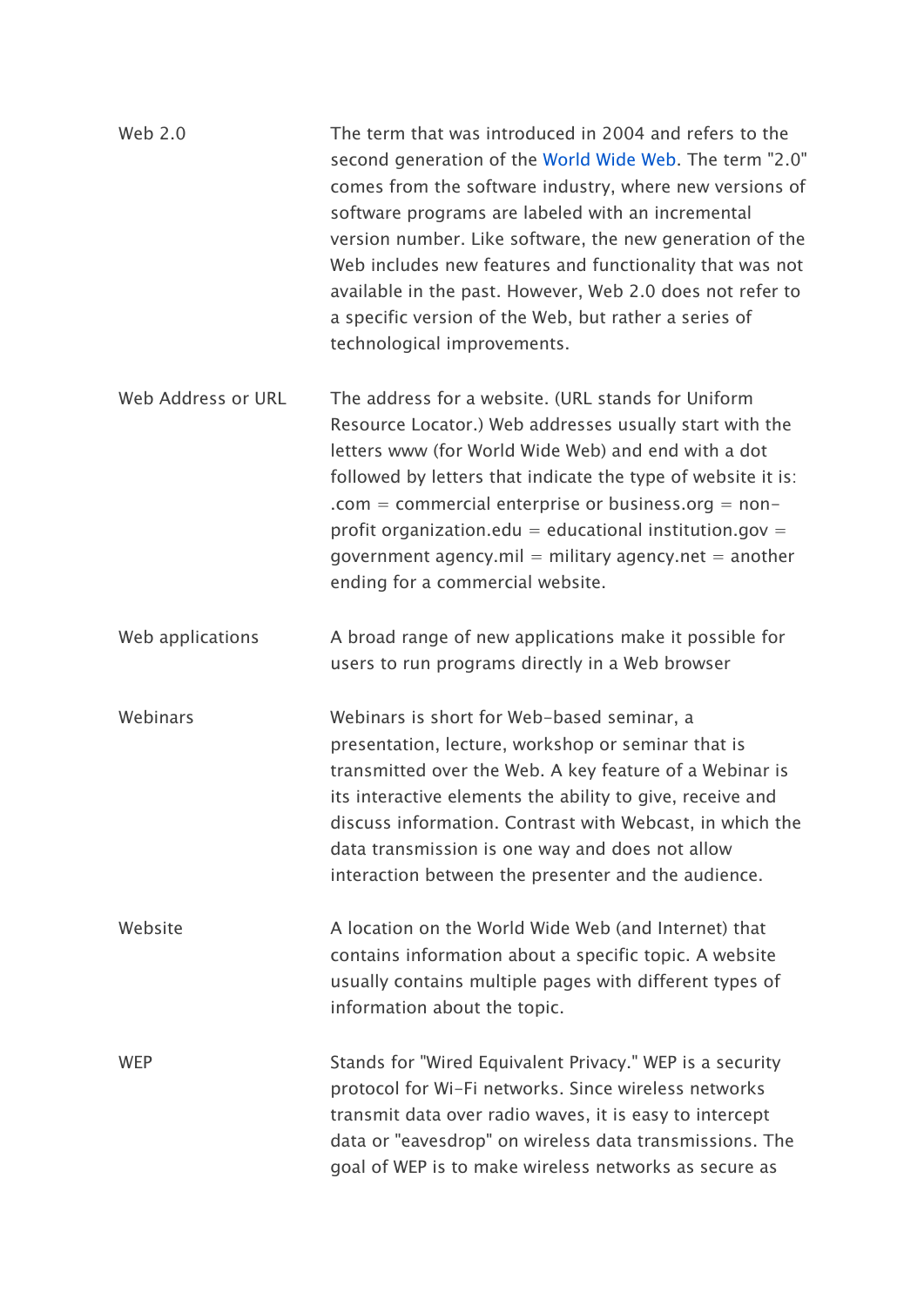| | |
|---|---|
| Web 2.0 | The term that was introduced in 2004 and refers to the second generation of the World Wide Web. The term "2.0" comes from the software industry, where new versions of software programs are labeled with an incremental version number. Like software, the new generation of the Web includes new features and functionality that was not available in the past. However, Web 2.0 does not refer to a specific version of the Web, but rather a series of technological improvements. |
| Web Address or URL | The address for a website. (URL stands for Uniform Resource Locator.) Web addresses usually start with the letters www (for World Wide Web) and end with a dot followed by letters that indicate the type of website it is: .com = commercial enterprise or business.org = non-profit organization.edu = educational institution.gov = government agency.mil = military agency.net = another ending for a commercial website. |
| Web applications | A broad range of new applications make it possible for users to run programs directly in a Web browser |
| Webinars | Webinars is short for Web-based seminar, a presentation, lecture, workshop or seminar that is transmitted over the Web. A key feature of a Webinar is its interactive elements the ability to give, receive and discuss information. Contrast with Webcast, in which the data transmission is one way and does not allow interaction between the presenter and the audience. |
| Website | A location on the World Wide Web (and Internet) that contains information about a specific topic. A website usually contains multiple pages with different types of information about the topic. |
| WEP | Stands for "Wired Equivalent Privacy." WEP is a security protocol for Wi-Fi networks. Since wireless networks transmit data over radio waves, it is easy to intercept data or "eavesdrop" on wireless data transmissions. The goal of WEP is to make wireless networks as secure as |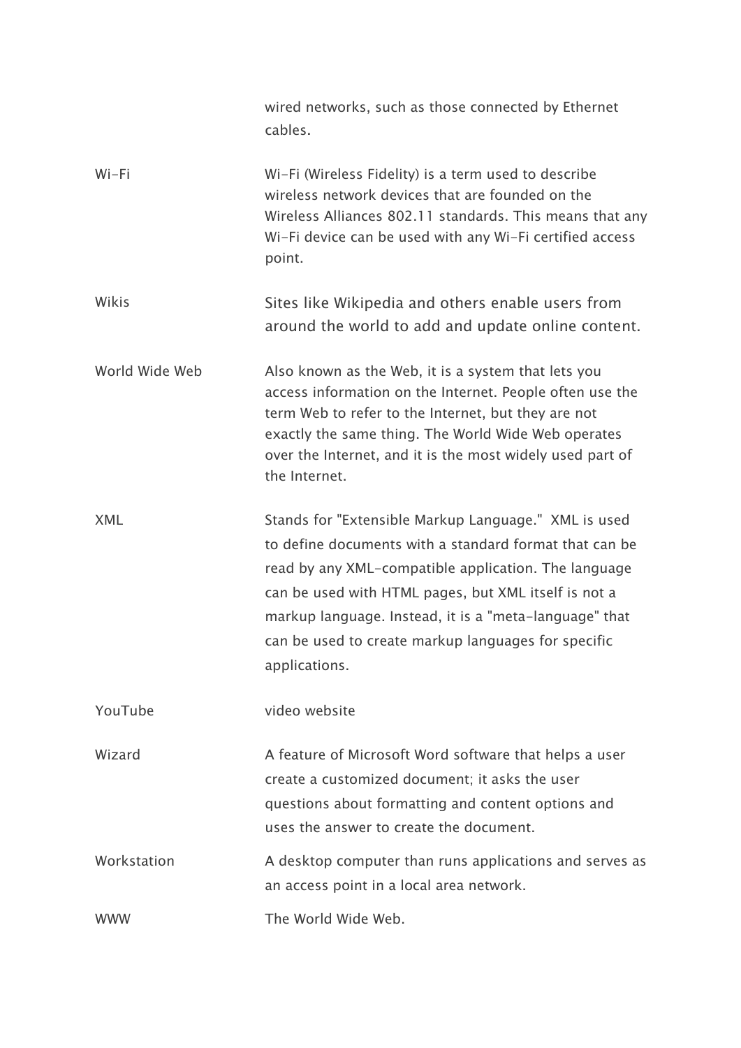| | |
|---|---|
| | wired networks, such as those connected by Ethernet cables. |
| Wi-Fi | Wi-Fi (Wireless Fidelity) is a term used to describe wireless network devices that are founded on the Wireless Alliances 802.11 standards. This means that any Wi-Fi device can be used with any Wi-Fi certified access point. |
| Wikis | Sites like Wikipedia and others enable users from around the world to add and update online content. |
| World Wide Web | Also known as the Web, it is a system that lets you access information on the Internet. People often use the term Web to refer to the Internet, but they are not exactly the same thing. The World Wide Web operates over the Internet, and it is the most widely used part of the Internet. |
| XML | Stands for "Extensible Markup Language." XML is used to define documents with a standard format that can be read by any XML-compatible application. The language can be used with HTML pages, but XML itself is not a markup language. Instead, it is a "meta-language" that can be used to create markup languages for specific applications. |
| YouTube | video website |
| Wizard | A feature of Microsoft Word software that helps a user create a customized document; it asks the user questions about formatting and content options and uses the answer to create the document. |
| Workstation | A desktop computer than runs applications and serves as an access point in a local area network. |
| WWW | The World Wide Web. |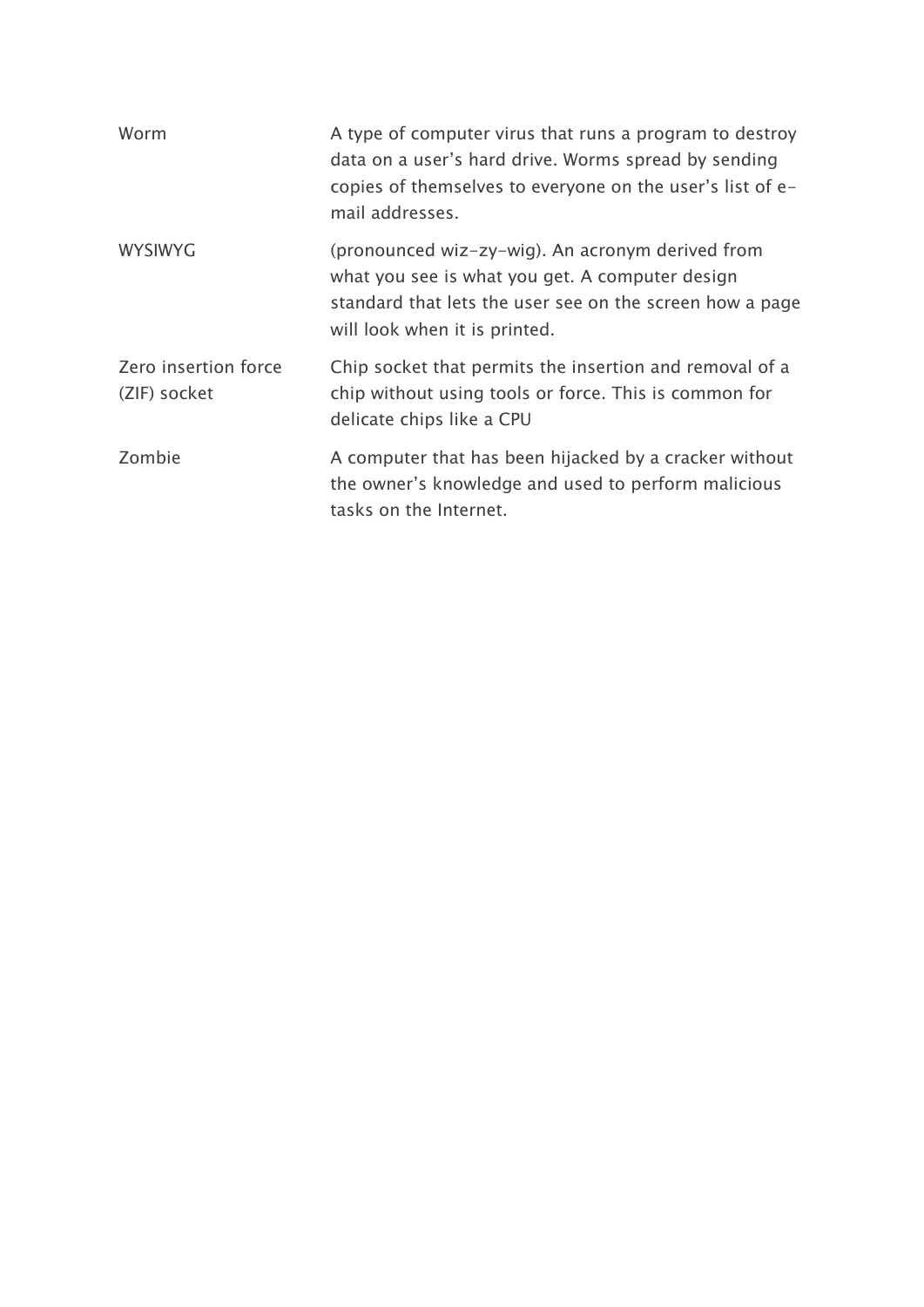| | |
|---|---|
| Worm | A type of computer virus that runs a program to destroy data on a user's hard drive. Worms spread by sending copies of themselves to everyone on the user's list of e-mail addresses. |
| WYSIWYG | (pronounced wiz-zy-wig). An acronym derived from what you see is what you get. A computer design standard that lets the user see on the screen how a page will look when it is printed. |
| Zero insertion force (ZIF) socket | Chip socket that permits the insertion and removal of a chip without using tools or force. This is common for delicate chips like a CPU |
| Zombie | A computer that has been hijacked by a cracker without the owner's knowledge and used to perform malicious tasks on the Internet. |